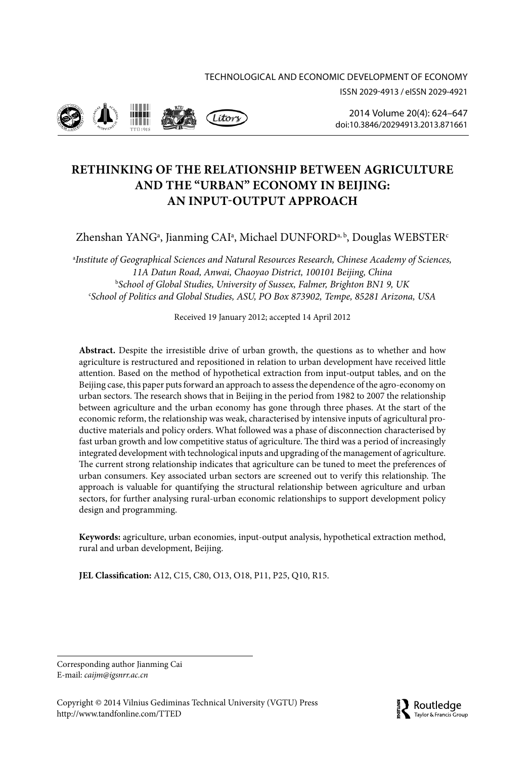# RETHINKING OF THE RELATIONSHIP BETWEEN AGRICULTURE AND THE "URBAN" ECONOMY IN BEIJING: AN INPUT-OUTPUT APPROACH

Zhenshan YANG[a], Jianming CAI[a], Michael DUNFORD[a, b], Douglas WEBSTER[c]

[a]*Institute of Geographical Sciences and Natural Resources Research, Chinese Academy of Sciences, 11A Datun Road, Anwai, Chaoyao District, 100101 Beijing, China*
[b]*School of Global Studies, University of Sussex, Falmer, Brighton BN1 9, UK*
[c]*School of Politics and Global Studies, ASU, PO Box 873902, Tempe, 85281 Arizona, USA*

Received 19 January 2012; accepted 14 April 2012

**Abstract.** Despite the irresistible drive of urban growth, the questions as to whether and how agriculture is restructured and repositioned in relation to urban development have received little attention. Based on the method of hypothetical extraction from input-output tables, and on the Beijing case, this paper puts forward an approach to assess the dependence of the agro-economy on urban sectors. The research shows that in Beijing in the period from 1982 to 2007 the relationship between agriculture and the urban economy has gone through three phases. At the start of the economic reform, the relationship was weak, characterised by intensive inputs of agricultural productive materials and policy orders. What followed was a phase of disconnection characterised by fast urban growth and low competitive status of agriculture. The third was a period of increasingly integrated development with technological inputs and upgrading of the management of agriculture. The current strong relationship indicates that agriculture can be tuned to meet the preferences of urban consumers. Key associated urban sectors are screened out to verify this relationship. The approach is valuable for quantifying the structural relationship between agriculture and urban sectors, for further analysing rural-urban economic relationships to support development policy design and programming.

**Keywords:** agriculture, urban economies, input-output analysis, hypothetical extraction method, rural and urban development, Beijing.

**JEL Classification:** A12, C15, C80, O13, O18, P11, P25, Q10, R15.

---

Corresponding author Jianming Cai
E-mail: *caijm@igsnrr.ac.cn*

Copyright © 2014 Vilnius Gediminas Technical University (VGTU) Press
http://www.tandfonline.com/TTED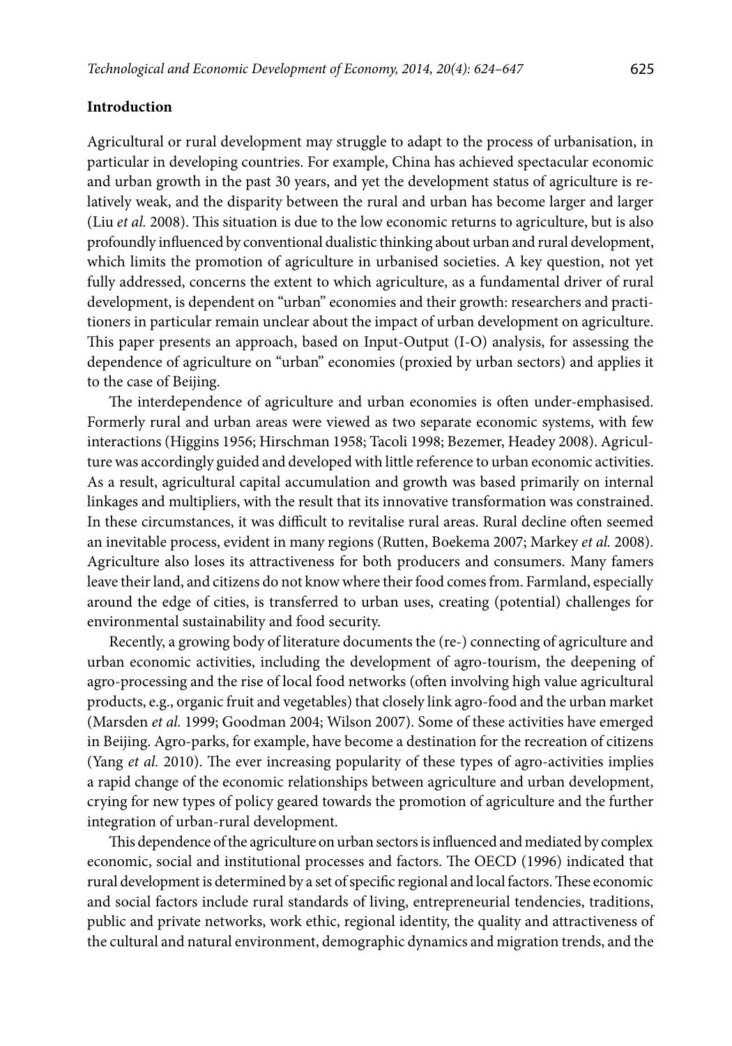## Introduction

Agricultural or rural development may struggle to adapt to the process of urbanisation, in particular in developing countries. For example, China has achieved spectacular economic and urban growth in the past 30 years, and yet the development status of agriculture is relatively weak, and the disparity between the rural and urban has become larger and larger (Liu *et al.* 2008). This situation is due to the low economic returns to agriculture, but is also profoundly influenced by conventional dualistic thinking about urban and rural development, which limits the promotion of agriculture in urbanised societies. A key question, not yet fully addressed, concerns the extent to which agriculture, as a fundamental driver of rural development, is dependent on "urban" economies and their growth: researchers and practitioners in particular remain unclear about the impact of urban development on agriculture. This paper presents an approach, based on Input-Output (I-O) analysis, for assessing the dependence of agriculture on "urban" economies (proxied by urban sectors) and applies it to the case of Beijing.

The interdependence of agriculture and urban economies is often under-emphasised. Formerly rural and urban areas were viewed as two separate economic systems, with few interactions (Higgins 1956; Hirschman 1958; Tacoli 1998; Bezemer, Headey 2008). Agriculture was accordingly guided and developed with little reference to urban economic activities. As a result, agricultural capital accumulation and growth was based primarily on internal linkages and multipliers, with the result that its innovative transformation was constrained. In these circumstances, it was difficult to revitalise rural areas. Rural decline often seemed an inevitable process, evident in many regions (Rutten, Boekema 2007; Markey *et al.* 2008). Agriculture also loses its attractiveness for both producers and consumers. Many famers leave their land, and citizens do not know where their food comes from. Farmland, especially around the edge of cities, is transferred to urban uses, creating (potential) challenges for environmental sustainability and food security.

Recently, a growing body of literature documents the (re-) connecting of agriculture and urban economic activities, including the development of agro-tourism, the deepening of agro-processing and the rise of local food networks (often involving high value agricultural products, e.g., organic fruit and vegetables) that closely link agro-food and the urban market (Marsden *et al.* 1999; Goodman 2004; Wilson 2007). Some of these activities have emerged in Beijing. Agro-parks, for example, have become a destination for the recreation of citizens (Yang *et al.* 2010). The ever increasing popularity of these types of agro-activities implies a rapid change of the economic relationships between agriculture and urban development, crying for new types of policy geared towards the promotion of agriculture and the further integration of urban-rural development.

This dependence of the agriculture on urban sectors is influenced and mediated by complex economic, social and institutional processes and factors. The OECD (1996) indicated that rural development is determined by a set of specific regional and local factors. These economic and social factors include rural standards of living, entrepreneurial tendencies, traditions, public and private networks, work ethic, regional identity, the quality and attractiveness of the cultural and natural environment, demographic dynamics and migration trends, and the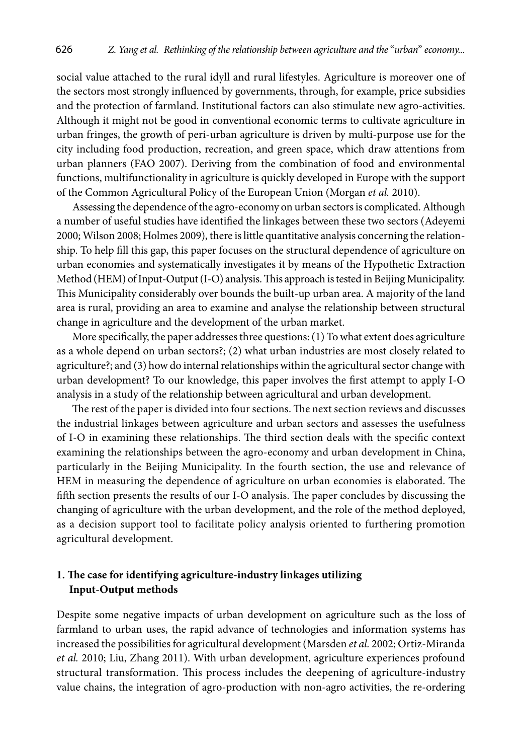social value attached to the rural idyll and rural lifestyles. Agriculture is moreover one of the sectors most strongly influenced by governments, through, for example, price subsidies and the protection of farmland. Institutional factors can also stimulate new agro-activities. Although it might not be good in conventional economic terms to cultivate agriculture in urban fringes, the growth of peri-urban agriculture is driven by multi-purpose use for the city including food production, recreation, and green space, which draw attentions from urban planners (FAO 2007). Deriving from the combination of food and environmental functions, multifunctionality in agriculture is quickly developed in Europe with the support of the Common Agricultural Policy of the European Union (Morgan *et al.* 2010).

Assessing the dependence of the agro-economy on urban sectors is complicated. Although a number of useful studies have identified the linkages between these two sectors (Adeyemi 2000; Wilson 2008; Holmes 2009), there is little quantitative analysis concerning the relationship. To help fill this gap, this paper focuses on the structural dependence of agriculture on urban economies and systematically investigates it by means of the Hypothetic Extraction Method (HEM) of Input-Output (I-O) analysis. This approach is tested in Beijing Municipality. This Municipality considerably over bounds the built-up urban area. A majority of the land area is rural, providing an area to examine and analyse the relationship between structural change in agriculture and the development of the urban market.

More specifically, the paper addresses three questions: (1) To what extent does agriculture as a whole depend on urban sectors?; (2) what urban industries are most closely related to agriculture?; and (3) how do internal relationships within the agricultural sector change with urban development? To our knowledge, this paper involves the first attempt to apply I-O analysis in a study of the relationship between agricultural and urban development.

The rest of the paper is divided into four sections. The next section reviews and discusses the industrial linkages between agriculture and urban sectors and assesses the usefulness of I-O in examining these relationships. The third section deals with the specific context examining the relationships between the agro-economy and urban development in China, particularly in the Beijing Municipality. In the fourth section, the use and relevance of HEM in measuring the dependence of agriculture on urban economies is elaborated. The fifth section presents the results of our I-O analysis. The paper concludes by discussing the changing of agriculture with the urban development, and the role of the method deployed, as a decision support tool to facilitate policy analysis oriented to furthering promotion agricultural development.

## 1. The case for identifying agriculture-industry linkages utilizing Input-Output methods

Despite some negative impacts of urban development on agriculture such as the loss of farmland to urban uses, the rapid advance of technologies and information systems has increased the possibilities for agricultural development (Marsden *et al.* 2002; Ortiz-Miranda *et al.* 2010; Liu, Zhang 2011). With urban development, agriculture experiences profound structural transformation. This process includes the deepening of agriculture-industry value chains, the integration of agro-production with non-agro activities, the re-ordering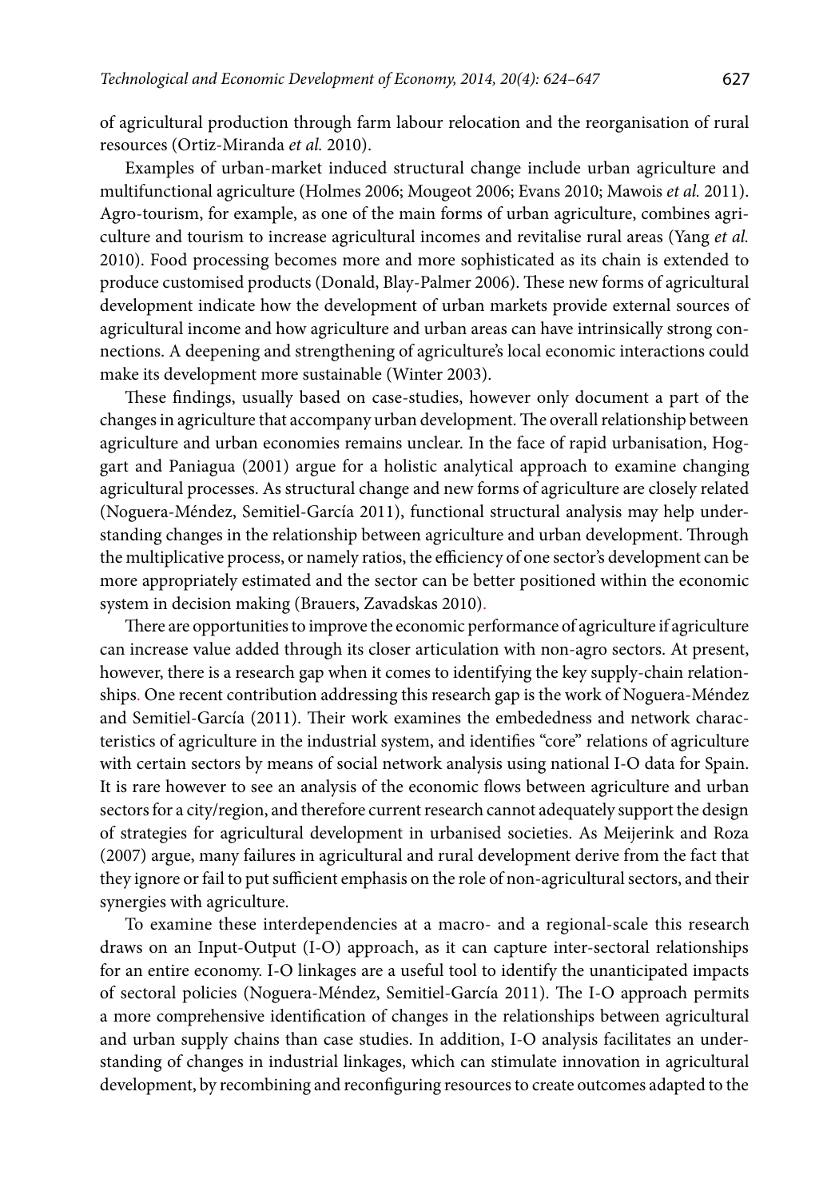of agricultural production through farm labour relocation and the reorganisation of rural resources (Ortiz-Miranda *et al.* 2010).

Examples of urban-market induced structural change include urban agriculture and multifunctional agriculture (Holmes 2006; Mougeot 2006; Evans 2010; Mawois *et al.* 2011). Agro-tourism, for example, as one of the main forms of urban agriculture, combines agriculture and tourism to increase agricultural incomes and revitalise rural areas (Yang *et al.* 2010). Food processing becomes more and more sophisticated as its chain is extended to produce customised products (Donald, Blay-Palmer 2006). These new forms of agricultural development indicate how the development of urban markets provide external sources of agricultural income and how agriculture and urban areas can have intrinsically strong connections. A deepening and strengthening of agriculture's local economic interactions could make its development more sustainable (Winter 2003).

These findings, usually based on case-studies, however only document a part of the changes in agriculture that accompany urban development. The overall relationship between agriculture and urban economies remains unclear. In the face of rapid urbanisation, Hoggart and Paniagua (2001) argue for a holistic analytical approach to examine changing agricultural processes. As structural change and new forms of agriculture are closely related (Noguera-Méndez, Semitiel-García 2011), functional structural analysis may help understanding changes in the relationship between agriculture and urban development. Through the multiplicative process, or namely ratios, the efficiency of one sector's development can be more appropriately estimated and the sector can be better positioned within the economic system in decision making (Brauers, Zavadskas 2010).

There are opportunities to improve the economic performance of agriculture if agriculture can increase value added through its closer articulation with non-agro sectors. At present, however, there is a research gap when it comes to identifying the key supply-chain relationships. One recent contribution addressing this research gap is the work of Noguera-Méndez and Semitiel-García (2011). Their work examines the embededness and network characteristics of agriculture in the industrial system, and identifies "core" relations of agriculture with certain sectors by means of social network analysis using national I-O data for Spain. It is rare however to see an analysis of the economic flows between agriculture and urban sectors for a city/region, and therefore current research cannot adequately support the design of strategies for agricultural development in urbanised societies. As Meijerink and Roza (2007) argue, many failures in agricultural and rural development derive from the fact that they ignore or fail to put sufficient emphasis on the role of non-agricultural sectors, and their synergies with agriculture.

To examine these interdependencies at a macro- and a regional-scale this research draws on an Input-Output (I-O) approach, as it can capture inter-sectoral relationships for an entire economy. I-O linkages are a useful tool to identify the unanticipated impacts of sectoral policies (Noguera-Méndez, Semitiel-García 2011). The I-O approach permits a more comprehensive identification of changes in the relationships between agricultural and urban supply chains than case studies. In addition, I-O analysis facilitates an understanding of changes in industrial linkages, which can stimulate innovation in agricultural development, by recombining and reconfiguring resources to create outcomes adapted to the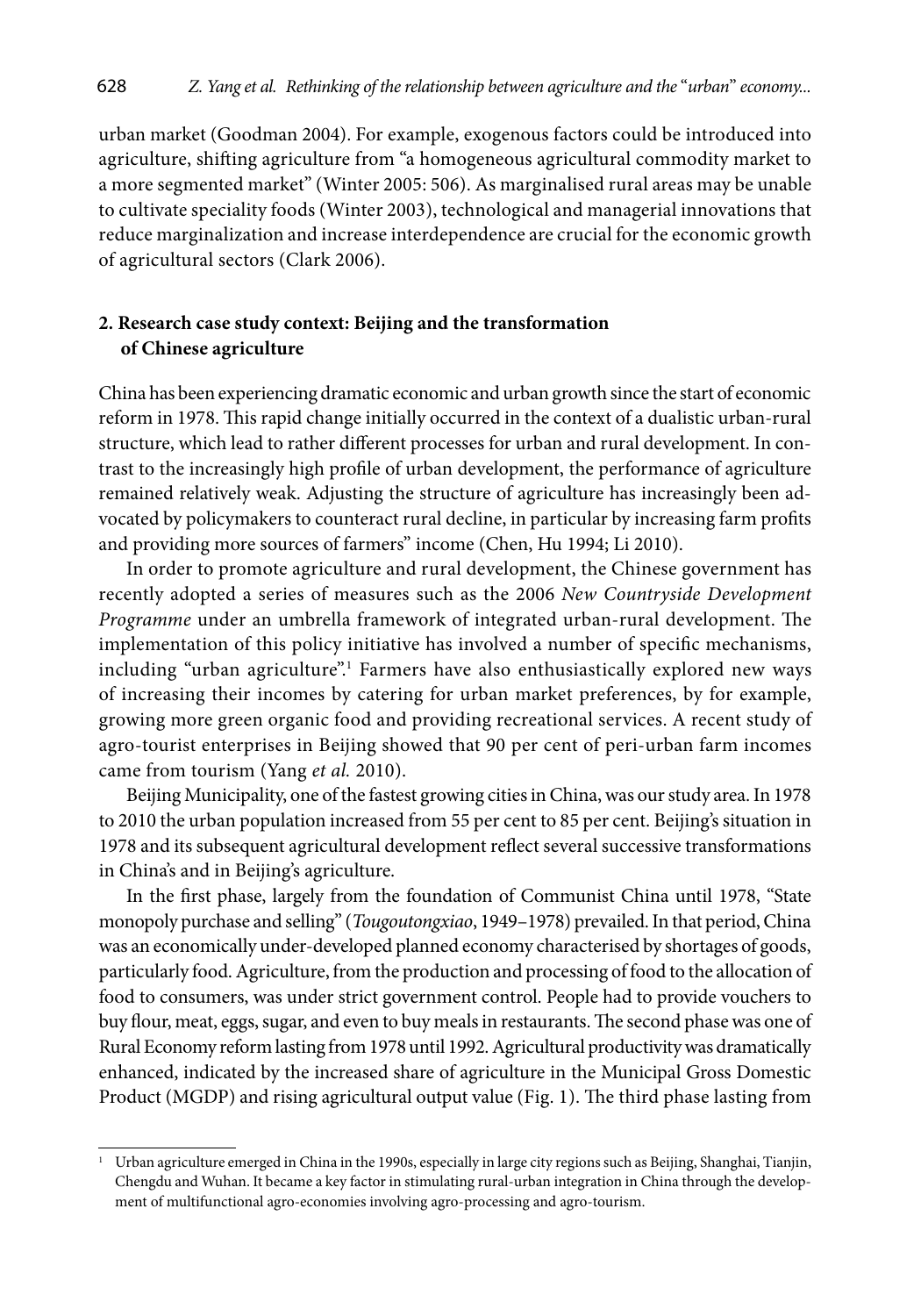urban market (Goodman 2004). For example, exogenous factors could be introduced into agriculture, shifting agriculture from "a homogeneous agricultural commodity market to a more segmented market" (Winter 2005: 506). As marginalised rural areas may be unable to cultivate speciality foods (Winter 2003), technological and managerial innovations that reduce marginalization and increase interdependence are crucial for the economic growth of agricultural sectors (Clark 2006).

## 2. Research case study context: Beijing and the transformation of Chinese agriculture

China has been experiencing dramatic economic and urban growth since the start of economic reform in 1978. This rapid change initially occurred in the context of a dualistic urban-rural structure, which lead to rather different processes for urban and rural development. In contrast to the increasingly high profile of urban development, the performance of agriculture remained relatively weak. Adjusting the structure of agriculture has increasingly been advocated by policymakers to counteract rural decline, in particular by increasing farm profits and providing more sources of farmers" income (Chen, Hu 1994; Li 2010).

In order to promote agriculture and rural development, the Chinese government has recently adopted a series of measures such as the 2006 *New Countryside Development Programme* under an umbrella framework of integrated urban-rural development. The implementation of this policy initiative has involved a number of specific mechanisms, including "urban agriculture".[1] Farmers have also enthusiastically explored new ways of increasing their incomes by catering for urban market preferences, by for example, growing more green organic food and providing recreational services. A recent study of agro-tourist enterprises in Beijing showed that 90 per cent of peri-urban farm incomes came from tourism (Yang *et al.* 2010).

Beijing Municipality, one of the fastest growing cities in China, was our study area. In 1978 to 2010 the urban population increased from 55 per cent to 85 per cent. Beijing's situation in 1978 and its subsequent agricultural development reflect several successive transformations in China's and in Beijing's agriculture.

In the first phase, largely from the foundation of Communist China until 1978, "State monopoly purchase and selling" (*Tougoutongxiao*, 1949–1978) prevailed. In that period, China was an economically under-developed planned economy characterised by shortages of goods, particularly food. Agriculture, from the production and processing of food to the allocation of food to consumers, was under strict government control. People had to provide vouchers to buy flour, meat, eggs, sugar, and even to buy meals in restaurants. The second phase was one of Rural Economy reform lasting from 1978 until 1992. Agricultural productivity was dramatically enhanced, indicated by the increased share of agriculture in the Municipal Gross Domestic Product (MGDP) and rising agricultural output value (Fig. 1). The third phase lasting from

---

[1] Urban agriculture emerged in China in the 1990s, especially in large city regions such as Beijing, Shanghai, Tianjin, Chengdu and Wuhan. It became a key factor in stimulating rural-urban integration in China through the development of multifunctional agro-economies involving agro-processing and agro-tourism.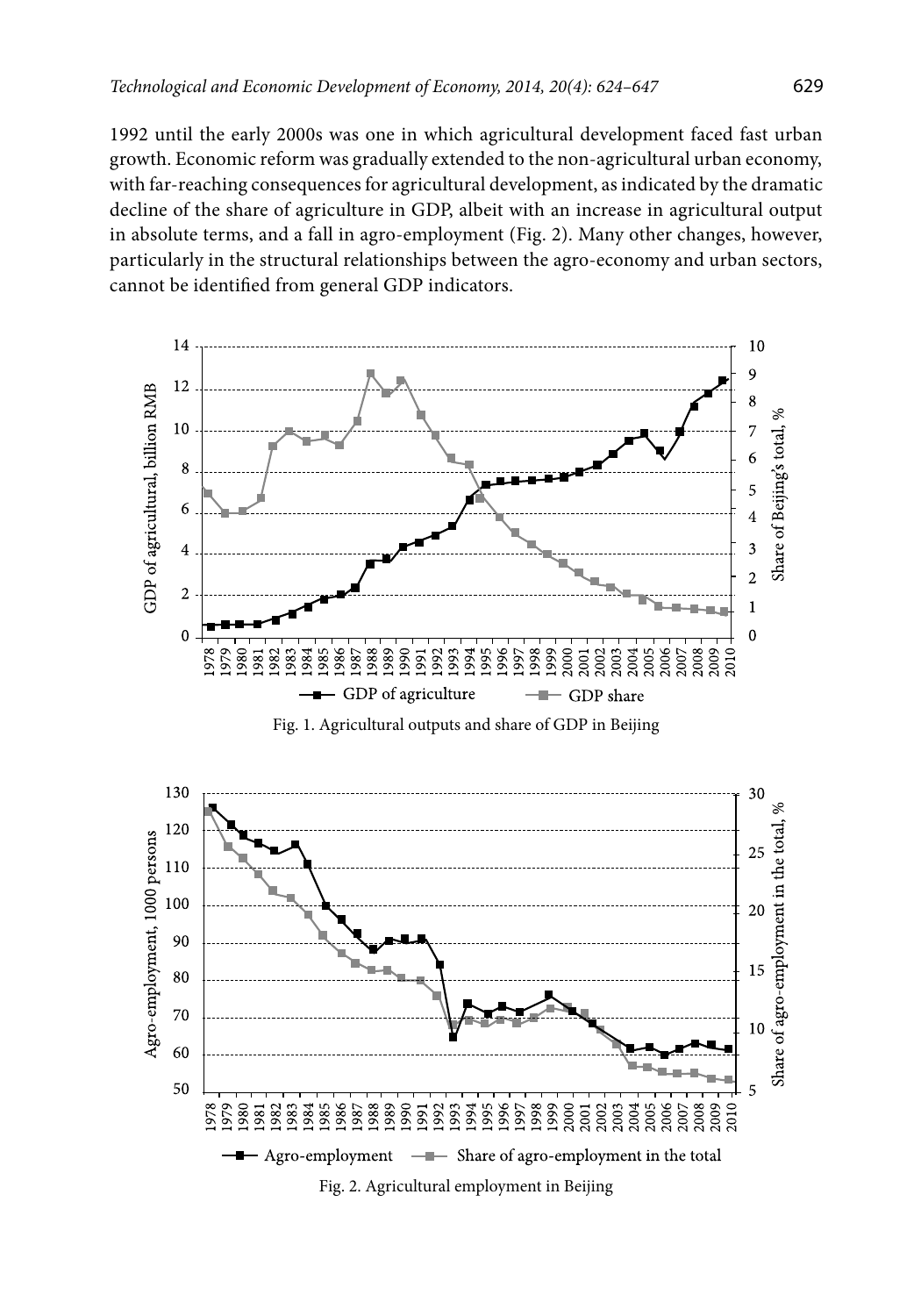1992 until the early 2000s was one in which agricultural development faced fast urban growth. Economic reform was gradually extended to the non-agricultural urban economy, with far-reaching consequences for agricultural development, as indicated by the dramatic decline of the share of agriculture in GDP, albeit with an increase in agricultural output in absolute terms, and a fall in agro-employment (Fig. 2). Many other changes, however, particularly in the structural relationships between the agro-economy and urban sectors, cannot be identified from general GDP indicators.

Fig. 1. Agricultural outputs and share of GDP in Beijing

Fig. 2. Agricultural employment in Beijing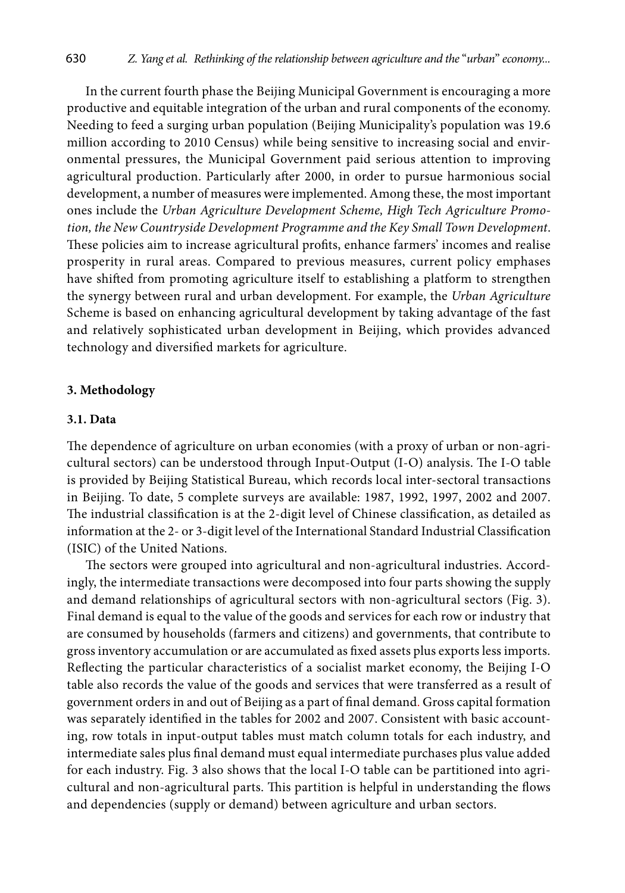In the current fourth phase the Beijing Municipal Government is encouraging a more productive and equitable integration of the urban and rural components of the economy. Needing to feed a surging urban population (Beijing Municipality's population was 19.6 million according to 2010 Census) while being sensitive to increasing social and environmental pressures, the Municipal Government paid serious attention to improving agricultural production. Particularly after 2000, in order to pursue harmonious social development, a number of measures were implemented. Among these, the most important ones include the *Urban Agriculture Development Scheme, High Tech Agriculture Promotion, the New Countryside Development Programme and the Key Small Town Development*. These policies aim to increase agricultural profits, enhance farmers' incomes and realise prosperity in rural areas. Compared to previous measures, current policy emphases have shifted from promoting agriculture itself to establishing a platform to strengthen the synergy between rural and urban development. For example, the *Urban Agriculture* Scheme is based on enhancing agricultural development by taking advantage of the fast and relatively sophisticated urban development in Beijing, which provides advanced technology and diversified markets for agriculture.

## 3. Methodology

### 3.1. Data

The dependence of agriculture on urban economies (with a proxy of urban or non-agricultural sectors) can be understood through Input-Output (I-O) analysis. The I-O table is provided by Beijing Statistical Bureau, which records local inter-sectoral transactions in Beijing. To date, 5 complete surveys are available: 1987, 1992, 1997, 2002 and 2007. The industrial classification is at the 2-digit level of Chinese classification, as detailed as information at the 2- or 3-digit level of the International Standard Industrial Classification (ISIC) of the United Nations.

The sectors were grouped into agricultural and non-agricultural industries. Accordingly, the intermediate transactions were decomposed into four parts showing the supply and demand relationships of agricultural sectors with non-agricultural sectors (Fig. 3). Final demand is equal to the value of the goods and services for each row or industry that are consumed by households (farmers and citizens) and governments, that contribute to gross inventory accumulation or are accumulated as fixed assets plus exports less imports. Reflecting the particular characteristics of a socialist market economy, the Beijing I-O table also records the value of the goods and services that were transferred as a result of government orders in and out of Beijing as a part of final demand. Gross capital formation was separately identified in the tables for 2002 and 2007. Consistent with basic accounting, row totals in input-output tables must match column totals for each industry, and intermediate sales plus final demand must equal intermediate purchases plus value added for each industry. Fig. 3 also shows that the local I-O table can be partitioned into agricultural and non-agricultural parts. This partition is helpful in understanding the flows and dependencies (supply or demand) between agriculture and urban sectors.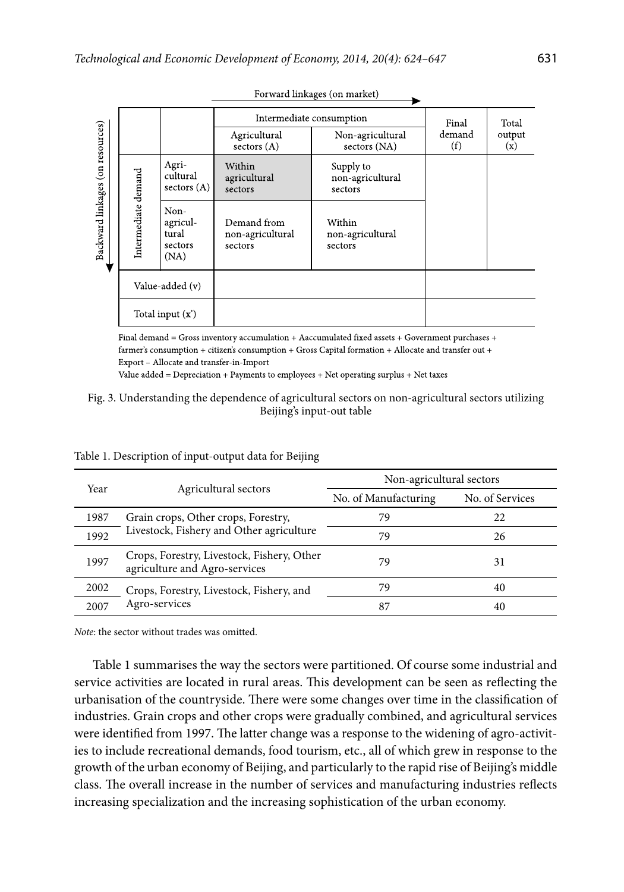Forward linkages (on market) →

| Backward linkages (on resources) ↓ | | Intermediate consumption | | Final demand (f) | Total output (x) |
|---|---|---|---|---|---|
| | | Agricultural sectors (A) | Non-agricultural sectors (NA) | | |
| Intermediate demand | Agricultural sectors (A) | Within agricultural sectors | Supply to non-agricultural sectors | | |
| | Non-agricultural sectors (NA) | Demand from non-agricultural sectors | Within non-agricultural sectors | | |
| Value-added (v) | | | | | |
| Total input (x') | | | | | |

Final demand = Gross inventory accumulation + Aaccumulated fixed assets + Government purchases + farmer's consumption + citizen's consumption + Gross Capital formation + Allocate and transfer out + Export – Allocate and transfer-in-Import

Value added = Depreciation + Payments to employees + Net operating surplus + Net taxes

Fig. 3. Understanding the dependence of agricultural sectors on non-agricultural sectors utilizing Beijing's input-out table

Table 1. Description of input-output data for Beijing

| Year | Agricultural sectors | Non-agricultural sectors | |
|---|---|---|---|
| | | No. of Manufacturing | No. of Services |
| 1987 | Grain crops, Other crops, Forestry, Livestock, Fishery and Other agriculture | 79 | 22 |
| 1992 | | 79 | 26 |
| 1997 | Crops, Forestry, Livestock, Fishery, Other agriculture and Agro-services | 79 | 31 |
| 2002 | Crops, Forestry, Livestock, Fishery, and Agro-services | 79 | 40 |
| 2007 | | 87 | 40 |

*Note*: the sector without trades was omitted.

Table 1 summarises the way the sectors were partitioned. Of course some industrial and service activities are located in rural areas. This development can be seen as reflecting the urbanisation of the countryside. There were some changes over time in the classification of industries. Grain crops and other crops were gradually combined, and agricultural services were identified from 1997. The latter change was a response to the widening of agro-activities to include recreational demands, food tourism, etc., all of which grew in response to the growth of the urban economy of Beijing, and particularly to the rapid rise of Beijing's middle class. The overall increase in the number of services and manufacturing industries reflects increasing specialization and the increasing sophistication of the urban economy.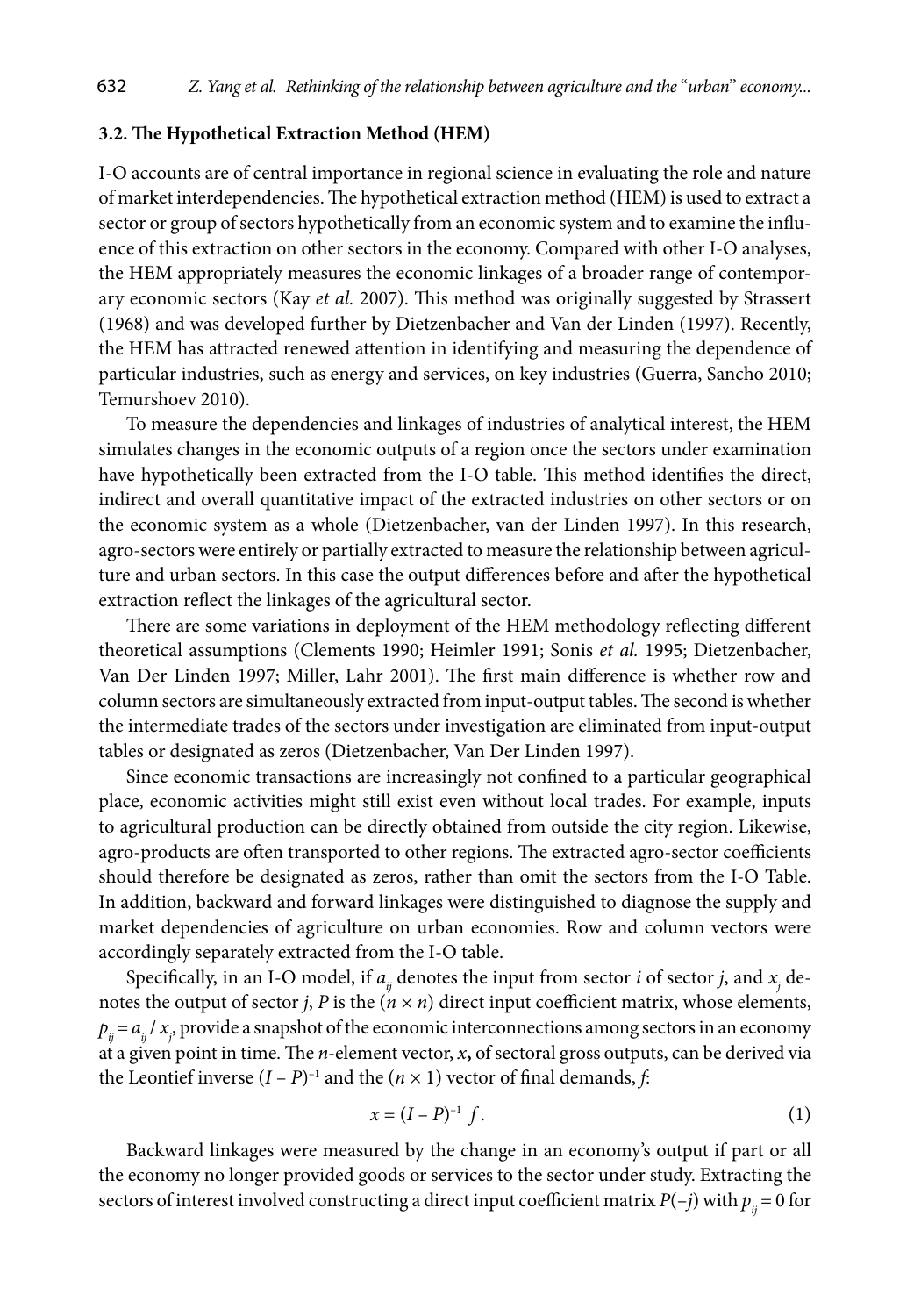### 3.2. The Hypothetical Extraction Method (HEM)

I-O accounts are of central importance in regional science in evaluating the role and nature of market interdependencies. The hypothetical extraction method (HEM) is used to extract a sector or group of sectors hypothetically from an economic system and to examine the influence of this extraction on other sectors in the economy. Compared with other I-O analyses, the HEM appropriately measures the economic linkages of a broader range of contemporary economic sectors (Kay *et al.* 2007). This method was originally suggested by Strassert (1968) and was developed further by Dietzenbacher and Van der Linden (1997). Recently, the HEM has attracted renewed attention in identifying and measuring the dependence of particular industries, such as energy and services, on key industries (Guerra, Sancho 2010; Temurshoev 2010).

To measure the dependencies and linkages of industries of analytical interest, the HEM simulates changes in the economic outputs of a region once the sectors under examination have hypothetically been extracted from the I-O table. This method identifies the direct, indirect and overall quantitative impact of the extracted industries on other sectors or on the economic system as a whole (Dietzenbacher, van der Linden 1997). In this research, agro-sectors were entirely or partially extracted to measure the relationship between agriculture and urban sectors. In this case the output differences before and after the hypothetical extraction reflect the linkages of the agricultural sector.

There are some variations in deployment of the HEM methodology reflecting different theoretical assumptions (Clements 1990; Heimler 1991; Sonis *et al.* 1995; Dietzenbacher, Van Der Linden 1997; Miller, Lahr 2001). The first main difference is whether row and column sectors are simultaneously extracted from input-output tables. The second is whether the intermediate trades of the sectors under investigation are eliminated from input-output tables or designated as zeros (Dietzenbacher, Van Der Linden 1997).

Since economic transactions are increasingly not confined to a particular geographical place, economic activities might still exist even without local trades. For example, inputs to agricultural production can be directly obtained from outside the city region. Likewise, agro-products are often transported to other regions. The extracted agro-sector coefficients should therefore be designated as zeros, rather than omit the sectors from the I-O Table. In addition, backward and forward linkages were distinguished to diagnose the supply and market dependencies of agriculture on urban economies. Row and column vectors were accordingly separately extracted from the I-O table.

Specifically, in an I-O model, if $a_{ij}$ denotes the input from sector $i$ of sector $j$, and $x_j$ denotes the output of sector $j$, $P$ is the $(n \times n)$ direct input coefficient matrix, whose elements, $p_{ij} = a_{ij} / x_j$, provide a snapshot of the economic interconnections among sectors in an economy at a given point in time. The $n$-element vector, $x$, of sectoral gross outputs, can be derived via the Leontief inverse $(I - P)^{-1}$ and the $(n \times 1)$ vector of final demands, $f$:

$$x = (I - P)^{-1} \ f. \tag{1}$$

Backward linkages were measured by the change in an economy's output if part or all the economy no longer provided goods or services to the sector under study. Extracting the sectors of interest involved constructing a direct input coefficient matrix $P(-j)$ with $p_{ij} = 0$ for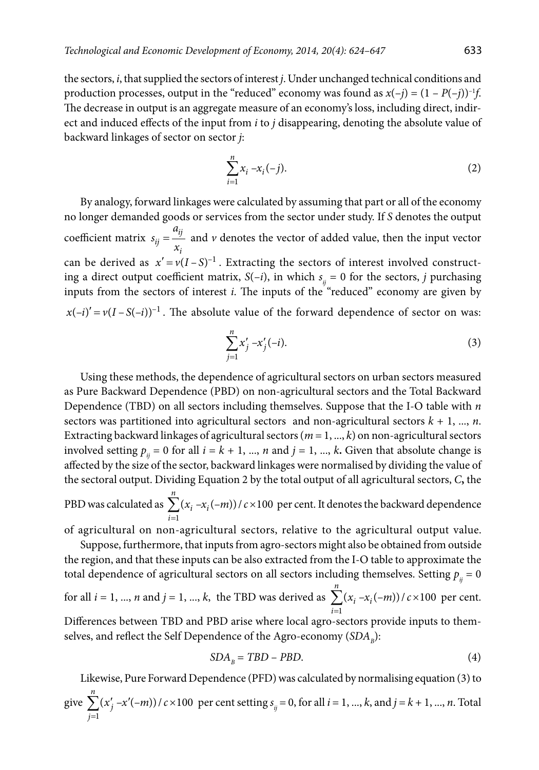the sectors, $i$, that supplied the sectors of interest $j$. Under unchanged technical conditions and production processes, output in the "reduced" economy was found as $x(-j) = (1 - P(-j))^{-1}f$. The decrease in output is an aggregate measure of an economy's loss, including direct, indirect and induced effects of the input from $i$ to $j$ disappearing, denoting the absolute value of backward linkages of sector on sector $j$:

$$\sum_{i=1}^{n} x_i - x_i(-j). \tag{2}$$

By analogy, forward linkages were calculated by assuming that part or all of the economy no longer demanded goods or services from the sector under study. If $S$ denotes the output coefficient matrix $s_{ij} = \frac{a_{ij}}{x_i}$ and $v$ denotes the vector of added value, then the input vector can be derived as $x' = v(I - S)^{-1}$. Extracting the sectors of interest involved constructing a direct output coefficient matrix, $S(-i)$, in which $s_{ij} = 0$ for the sectors, $j$ purchasing inputs from the sectors of interest $i$. The inputs of the "reduced" economy are given by $x(-i)' = v(I - S(-i))^{-1}$. The absolute value of the forward dependence of sector on was:

$$\sum_{j=1}^{n} x'_j - x'_j(-i). \tag{3}$$

Using these methods, the dependence of agricultural sectors on urban sectors measured as Pure Backward Dependence (PBD) on non-agricultural sectors and the Total Backward Dependence (TBD) on all sectors including themselves. Suppose that the I-O table with $n$ sectors was partitioned into agricultural sectors and non-agricultural sectors $k + 1, ..., n$. Extracting backward linkages of agricultural sectors ($m = 1, ..., k$) on non-agricultural sectors involved setting $p_{ij} = 0$ for all $i = k + 1, ..., n$ and $j = 1, ..., k$. Given that absolute change is affected by the size of the sector, backward linkages were normalised by dividing the value of the sectoral output. Dividing Equation 2 by the total output of all agricultural sectors, $C$, the PBD was calculated as $\sum_{i=1}^{n}(x_i - x_i(-m))/c \times 100$ per cent. It denotes the backward dependence of agricultural on non-agricultural sectors, relative to the agricultural output value.

Suppose, furthermore, that inputs from agro-sectors might also be obtained from outside the region, and that these inputs can be also extracted from the I-O table to approximate the total dependence of agricultural sectors on all sectors including themselves. Setting $p_{ij} = 0$ for all $i = 1, ..., n$ and $j = 1, ..., k$, the TBD was derived as $\sum_{i=1}^{n}(x_i - x_i(-m))/c \times 100$ per cent. Differences between TBD and PBD arise where local agro-sectors provide inputs to themselves, and reflect the Self Dependence of the Agro-economy ($SDA_B$):

$$SDA_B = TBD - PBD. \tag{4}$$

Likewise, Pure Forward Dependence (PFD) was calculated by normalising equation (3) to give $\sum_{j=1}^{n}(x'_j - x'(-m))/c \times 100$ per cent setting $s_{ij} = 0$, for all $i = 1, ..., k$, and $j = k + 1, ..., n$. Total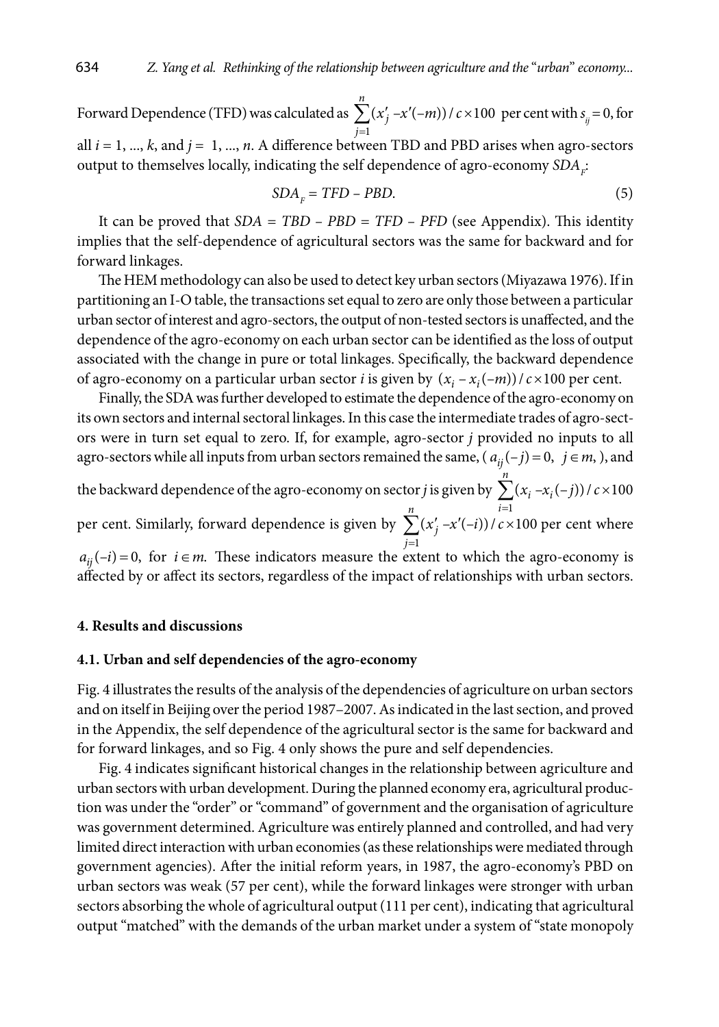Forward Dependence (TFD) was calculated as $\sum_{j=1}^{n}(x'_j - x'(-m))/c \times 100$ per cent with $s_{ij} = 0$, for all $i = 1, ..., k$, and $j = 1, ..., n$. A difference between TBD and PBD arises when agro-sectors output to themselves locally, indicating the self dependence of agro-economy $SDA_F$:

$$SDA_F = TFD - PBD. \tag{5}$$

It can be proved that $SDA = TBD - PBD = TFD - PFD$ (see Appendix). This identity implies that the self-dependence of agricultural sectors was the same for backward and for forward linkages.

The HEM methodology can also be used to detect key urban sectors (Miyazawa 1976). If in partitioning an I-O table, the transactions set equal to zero are only those between a particular urban sector of interest and agro-sectors, the output of non-tested sectors is unaffected, and the dependence of the agro-economy on each urban sector can be identified as the loss of output associated with the change in pure or total linkages. Specifically, the backward dependence of agro-economy on a particular urban sector $i$ is given by $(x_i - x_i(-m))/c \times 100$ per cent.

Finally, the SDA was further developed to estimate the dependence of the agro-economy on its own sectors and internal sectoral linkages. In this case the intermediate trades of agro-sectors were in turn set equal to zero. If, for example, agro-sector $j$ provided no inputs to all agro-sectors while all inputs from urban sectors remained the same, ( $a_{ij}(-j) = 0, \ j \in m$, ), and the backward dependence of the agro-economy on sector $j$ is given by $\sum_{i=1}^{n}(x_i - x_i(-j))/c \times 100$ per cent. Similarly, forward dependence is given by $\sum_{j=1}^{n}(x'_j - x'(-i))/c \times 100$ per cent where $a_{ij}(-i) = 0$, for $i \in m$. These indicators measure the extent to which the agro-economy is affected by or affect its sectors, regardless of the impact of relationships with urban sectors.

## 4. Results and discussions

### 4.1. Urban and self dependencies of the agro-economy

Fig. 4 illustrates the results of the analysis of the dependencies of agriculture on urban sectors and on itself in Beijing over the period 1987–2007. As indicated in the last section, and proved in the Appendix, the self dependence of the agricultural sector is the same for backward and for forward linkages, and so Fig. 4 only shows the pure and self dependencies.

Fig. 4 indicates significant historical changes in the relationship between agriculture and urban sectors with urban development. During the planned economy era, agricultural production was under the "order" or "command" of government and the organisation of agriculture was government determined. Agriculture was entirely planned and controlled, and had very limited direct interaction with urban economies (as these relationships were mediated through government agencies). After the initial reform years, in 1987, the agro-economy's PBD on urban sectors was weak (57 per cent), while the forward linkages were stronger with urban sectors absorbing the whole of agricultural output (111 per cent), indicating that agricultural output "matched" with the demands of the urban market under a system of "state monopoly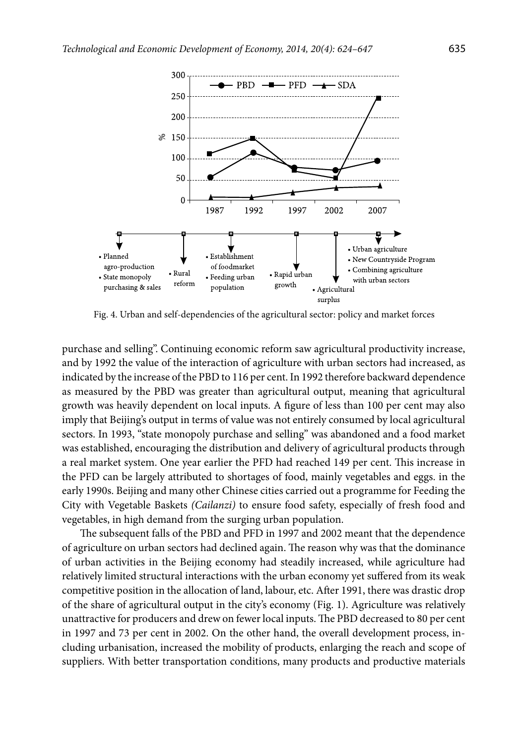Fig. 4. Urban and self-dependencies of the agricultural sector: policy and market forces

purchase and selling". Continuing economic reform saw agricultural productivity increase, and by 1992 the value of the interaction of agriculture with urban sectors had increased, as indicated by the increase of the PBD to 116 per cent. In 1992 therefore backward dependence as measured by the PBD was greater than agricultural output, meaning that agricultural growth was heavily dependent on local inputs. A figure of less than 100 per cent may also imply that Beijing's output in terms of value was not entirely consumed by local agricultural sectors. In 1993, "state monopoly purchase and selling" was abandoned and a food market was established, encouraging the distribution and delivery of agricultural products through a real market system. One year earlier the PFD had reached 149 per cent. This increase in the PFD can be largely attributed to shortages of food, mainly vegetables and eggs. in the early 1990s. Beijing and many other Chinese cities carried out a programme for Feeding the City with Vegetable Baskets *(Cailanzi)* to ensure food safety, especially of fresh food and vegetables, in high demand from the surging urban population.

The subsequent falls of the PBD and PFD in 1997 and 2002 meant that the dependence of agriculture on urban sectors had declined again. The reason why was that the dominance of urban activities in the Beijing economy had steadily increased, while agriculture had relatively limited structural interactions with the urban economy yet suffered from its weak competitive position in the allocation of land, labour, etc. After 1991, there was drastic drop of the share of agricultural output in the city's economy (Fig. 1). Agriculture was relatively unattractive for producers and drew on fewer local inputs. The PBD decreased to 80 per cent in 1997 and 73 per cent in 2002. On the other hand, the overall development process, including urbanisation, increased the mobility of products, enlarging the reach and scope of suppliers. With better transportation conditions, many products and productive materials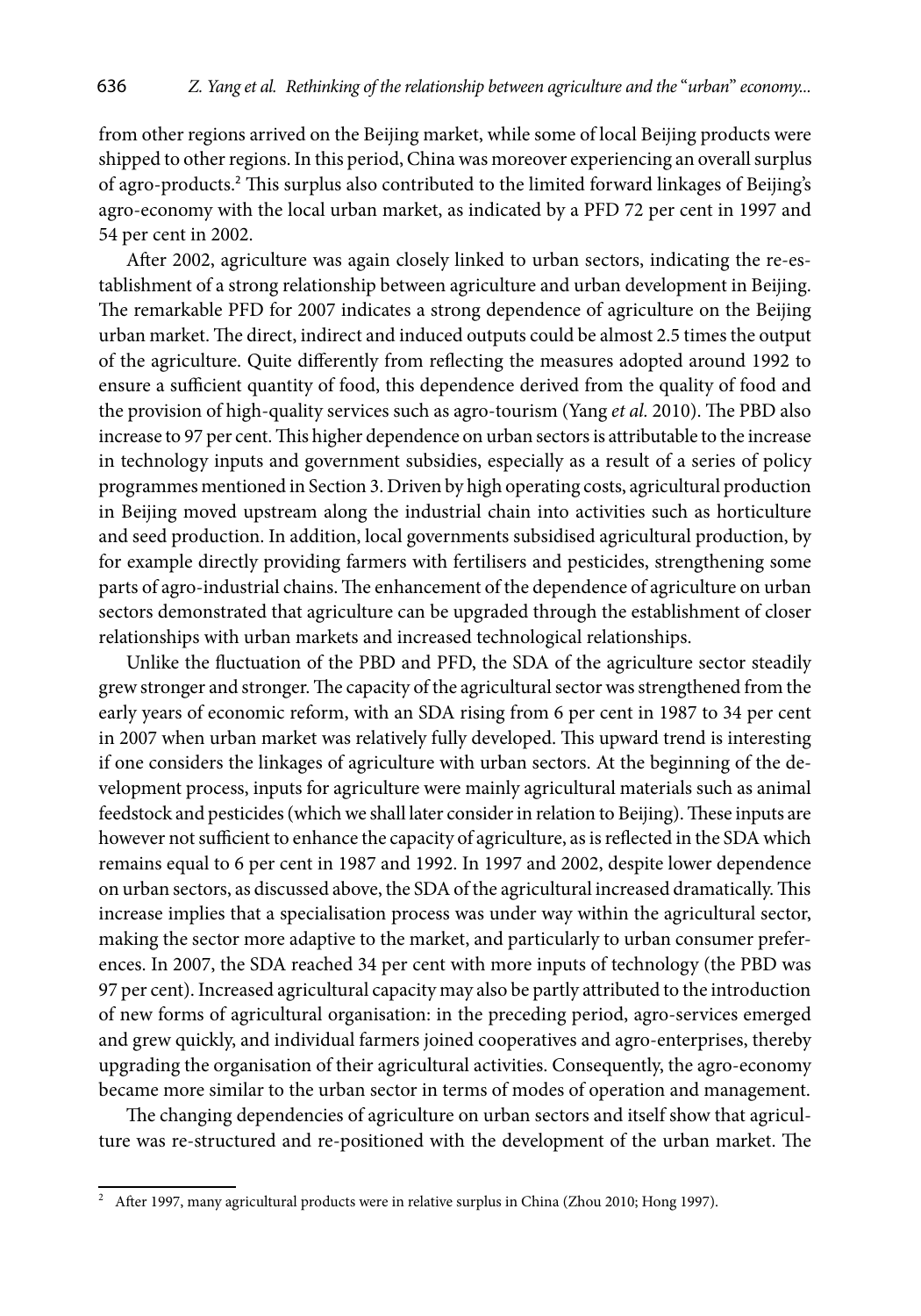from other regions arrived on the Beijing market, while some of local Beijing products were shipped to other regions. In this period, China was moreover experiencing an overall surplus of agro-products.[2] This surplus also contributed to the limited forward linkages of Beijing's agro-economy with the local urban market, as indicated by a PFD 72 per cent in 1997 and 54 per cent in 2002.

After 2002, agriculture was again closely linked to urban sectors, indicating the re-establishment of a strong relationship between agriculture and urban development in Beijing. The remarkable PFD for 2007 indicates a strong dependence of agriculture on the Beijing urban market. The direct, indirect and induced outputs could be almost 2.5 times the output of the agriculture. Quite differently from reflecting the measures adopted around 1992 to ensure a sufficient quantity of food, this dependence derived from the quality of food and the provision of high-quality services such as agro-tourism (Yang *et al.* 2010). The PBD also increase to 97 per cent. This higher dependence on urban sectors is attributable to the increase in technology inputs and government subsidies, especially as a result of a series of policy programmes mentioned in Section 3. Driven by high operating costs, agricultural production in Beijing moved upstream along the industrial chain into activities such as horticulture and seed production. In addition, local governments subsidised agricultural production, by for example directly providing farmers with fertilisers and pesticides, strengthening some parts of agro-industrial chains. The enhancement of the dependence of agriculture on urban sectors demonstrated that agriculture can be upgraded through the establishment of closer relationships with urban markets and increased technological relationships.

Unlike the fluctuation of the PBD and PFD, the SDA of the agriculture sector steadily grew stronger and stronger. The capacity of the agricultural sector was strengthened from the early years of economic reform, with an SDA rising from 6 per cent in 1987 to 34 per cent in 2007 when urban market was relatively fully developed. This upward trend is interesting if one considers the linkages of agriculture with urban sectors. At the beginning of the development process, inputs for agriculture were mainly agricultural materials such as animal feedstock and pesticides (which we shall later consider in relation to Beijing). These inputs are however not sufficient to enhance the capacity of agriculture, as is reflected in the SDA which remains equal to 6 per cent in 1987 and 1992. In 1997 and 2002, despite lower dependence on urban sectors, as discussed above, the SDA of the agricultural increased dramatically. This increase implies that a specialisation process was under way within the agricultural sector, making the sector more adaptive to the market, and particularly to urban consumer preferences. In 2007, the SDA reached 34 per cent with more inputs of technology (the PBD was 97 per cent). Increased agricultural capacity may also be partly attributed to the introduction of new forms of agricultural organisation: in the preceding period, agro-services emerged and grew quickly, and individual farmers joined cooperatives and agro-enterprises, thereby upgrading the organisation of their agricultural activities. Consequently, the agro-economy became more similar to the urban sector in terms of modes of operation and management.

The changing dependencies of agriculture on urban sectors and itself show that agriculture was re-structured and re-positioned with the development of the urban market. The

[2] After 1997, many agricultural products were in relative surplus in China (Zhou 2010; Hong 1997).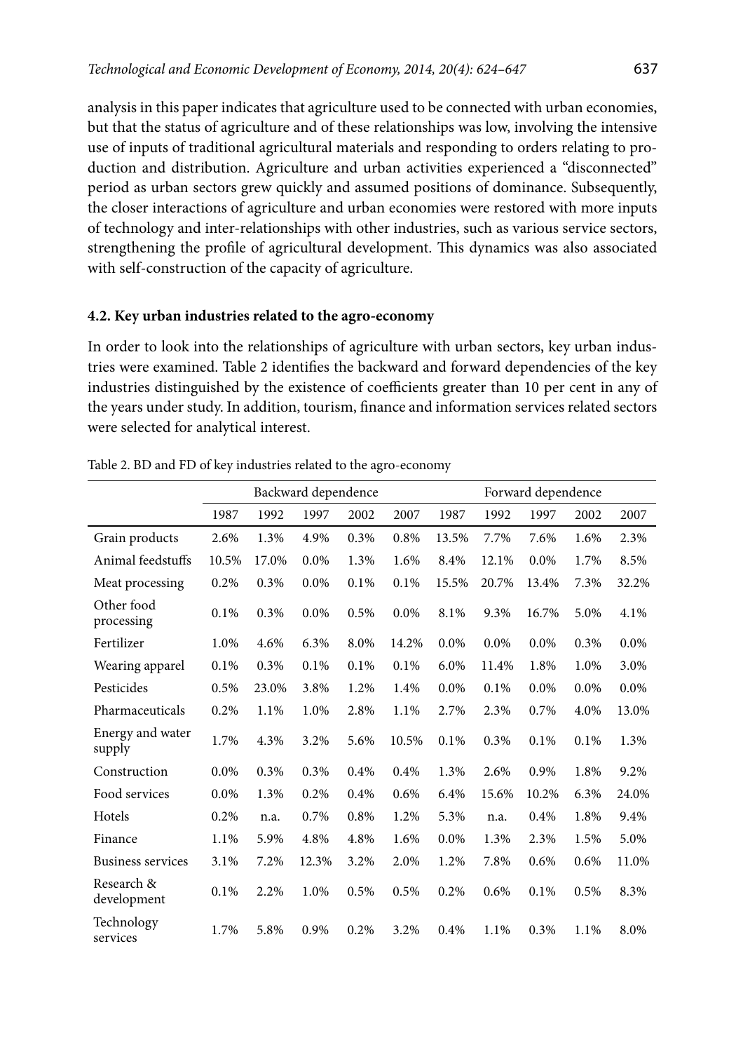analysis in this paper indicates that agriculture used to be connected with urban economies, but that the status of agriculture and of these relationships was low, involving the intensive use of inputs of traditional agricultural materials and responding to orders relating to production and distribution. Agriculture and urban activities experienced a "disconnected" period as urban sectors grew quickly and assumed positions of dominance. Subsequently, the closer interactions of agriculture and urban economies were restored with more inputs of technology and inter-relationships with other industries, such as various service sectors, strengthening the profile of agricultural development. This dynamics was also associated with self-construction of the capacity of agriculture.

### 4.2. Key urban industries related to the agro-economy

In order to look into the relationships of agriculture with urban sectors, key urban industries were examined. Table 2 identifies the backward and forward dependencies of the key industries distinguished by the existence of coefficients greater than 10 per cent in any of the years under study. In addition, tourism, finance and information services related sectors were selected for analytical interest.

Table 2. BD and FD of key industries related to the agro-economy

| | Backward dependence | | | | | Forward dependence | | | | |
|---|---|---|---|---|---|---|---|---|---|---|
| | 1987 | 1992 | 1997 | 2002 | 2007 | 1987 | 1992 | 1997 | 2002 | 2007 |
| Grain products | 2.6% | 1.3% | 4.9% | 0.3% | 0.8% | 13.5% | 7.7% | 7.6% | 1.6% | 2.3% |
| Animal feedstuffs | 10.5% | 17.0% | 0.0% | 1.3% | 1.6% | 8.4% | 12.1% | 0.0% | 1.7% | 8.5% |
| Meat processing | 0.2% | 0.3% | 0.0% | 0.1% | 0.1% | 15.5% | 20.7% | 13.4% | 7.3% | 32.2% |
| Other food processing | 0.1% | 0.3% | 0.0% | 0.5% | 0.0% | 8.1% | 9.3% | 16.7% | 5.0% | 4.1% |
| Fertilizer | 1.0% | 4.6% | 6.3% | 8.0% | 14.2% | 0.0% | 0.0% | 0.0% | 0.3% | 0.0% |
| Wearing apparel | 0.1% | 0.3% | 0.1% | 0.1% | 0.1% | 6.0% | 11.4% | 1.8% | 1.0% | 3.0% |
| Pesticides | 0.5% | 23.0% | 3.8% | 1.2% | 1.4% | 0.0% | 0.1% | 0.0% | 0.0% | 0.0% |
| Pharmaceuticals | 0.2% | 1.1% | 1.0% | 2.8% | 1.1% | 2.7% | 2.3% | 0.7% | 4.0% | 13.0% |
| Energy and water supply | 1.7% | 4.3% | 3.2% | 5.6% | 10.5% | 0.1% | 0.3% | 0.1% | 0.1% | 1.3% |
| Construction | 0.0% | 0.3% | 0.3% | 0.4% | 0.4% | 1.3% | 2.6% | 0.9% | 1.8% | 9.2% |
| Food services | 0.0% | 1.3% | 0.2% | 0.4% | 0.6% | 6.4% | 15.6% | 10.2% | 6.3% | 24.0% |
| Hotels | 0.2% | n.a. | 0.7% | 0.8% | 1.2% | 5.3% | n.a. | 0.4% | 1.8% | 9.4% |
| Finance | 1.1% | 5.9% | 4.8% | 4.8% | 1.6% | 0.0% | 1.3% | 2.3% | 1.5% | 5.0% |
| Business services | 3.1% | 7.2% | 12.3% | 3.2% | 2.0% | 1.2% | 7.8% | 0.6% | 0.6% | 11.0% |
| Research & development | 0.1% | 2.2% | 1.0% | 0.5% | 0.5% | 0.2% | 0.6% | 0.1% | 0.5% | 8.3% |
| Technology services | 1.7% | 5.8% | 0.9% | 0.2% | 3.2% | 0.4% | 1.1% | 0.3% | 1.1% | 8.0% |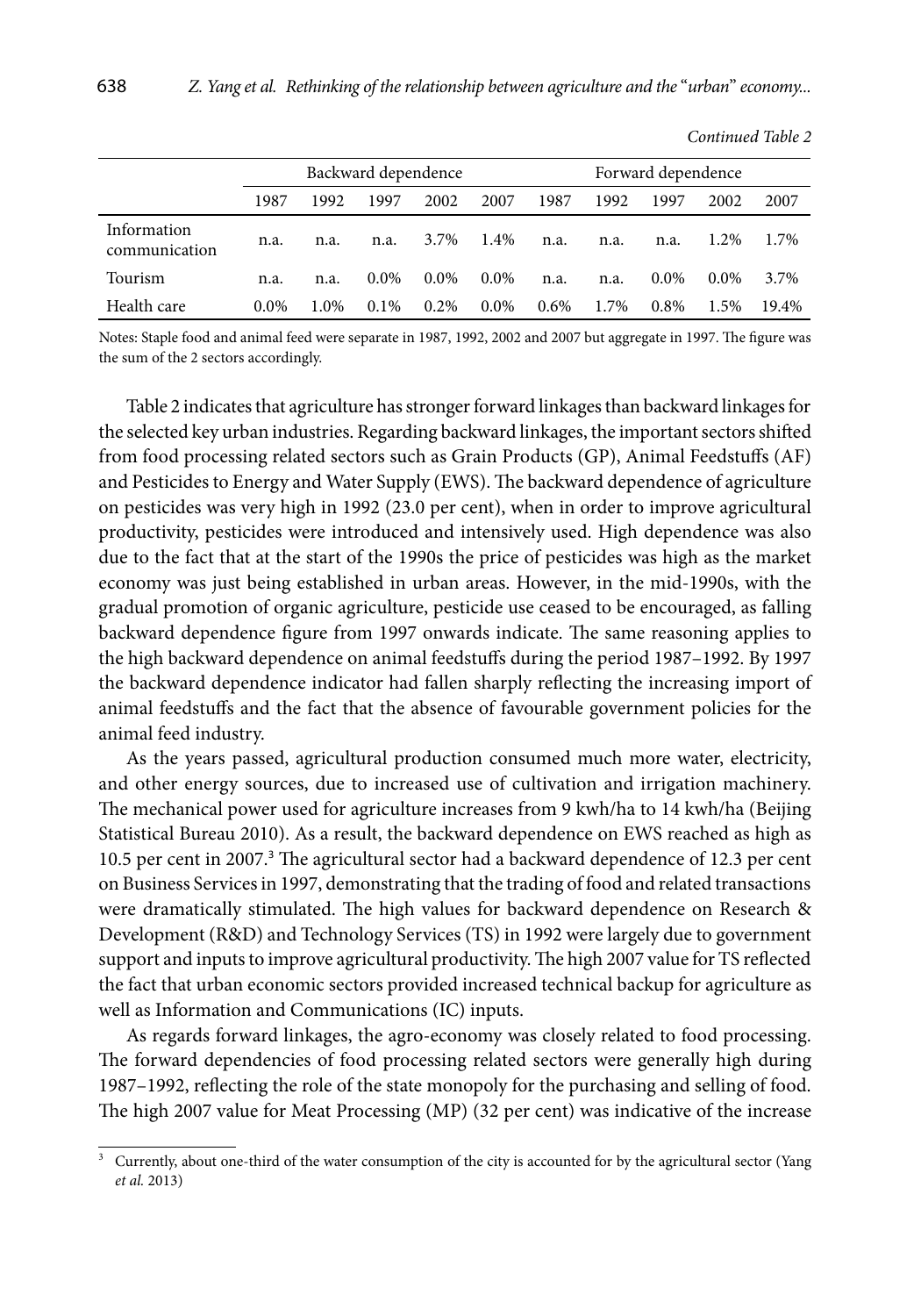*Continued Table 2*

| | Backward dependence | | | | | Forward dependence | | | | |
|---|---|---|---|---|---|---|---|---|---|---|
| | 1987 | 1992 | 1997 | 2002 | 2007 | 1987 | 1992 | 1997 | 2002 | 2007 |
| Information communication | n.a. | n.a. | n.a. | 3.7% | 1.4% | n.a. | n.a. | n.a. | 1.2% | 1.7% |
| Tourism | n.a. | n.a. | 0.0% | 0.0% | 0.0% | n.a. | n.a. | 0.0% | 0.0% | 3.7% |
| Health care | 0.0% | 1.0% | 0.1% | 0.2% | 0.0% | 0.6% | 1.7% | 0.8% | 1.5% | 19.4% |

Notes: Staple food and animal feed were separate in 1987, 1992, 2002 and 2007 but aggregate in 1997. The figure was the sum of the 2 sectors accordingly.

Table 2 indicates that agriculture has stronger forward linkages than backward linkages for the selected key urban industries. Regarding backward linkages, the important sectors shifted from food processing related sectors such as Grain Products (GP), Animal Feedstuffs (AF) and Pesticides to Energy and Water Supply (EWS). The backward dependence of agriculture on pesticides was very high in 1992 (23.0 per cent), when in order to improve agricultural productivity, pesticides were introduced and intensively used. High dependence was also due to the fact that at the start of the 1990s the price of pesticides was high as the market economy was just being established in urban areas. However, in the mid-1990s, with the gradual promotion of organic agriculture, pesticide use ceased to be encouraged, as falling backward dependence figure from 1997 onwards indicate. The same reasoning applies to the high backward dependence on animal feedstuffs during the period 1987–1992. By 1997 the backward dependence indicator had fallen sharply reflecting the increasing import of animal feedstuffs and the fact that the absence of favourable government policies for the animal feed industry.

As the years passed, agricultural production consumed much more water, electricity, and other energy sources, due to increased use of cultivation and irrigation machinery. The mechanical power used for agriculture increases from 9 kwh/ha to 14 kwh/ha (Beijing Statistical Bureau 2010). As a result, the backward dependence on EWS reached as high as 10.5 per cent in 2007.[3] The agricultural sector had a backward dependence of 12.3 per cent on Business Services in 1997, demonstrating that the trading of food and related transactions were dramatically stimulated. The high values for backward dependence on Research & Development (R&D) and Technology Services (TS) in 1992 were largely due to government support and inputs to improve agricultural productivity. The high 2007 value for TS reflected the fact that urban economic sectors provided increased technical backup for agriculture as well as Information and Communications (IC) inputs.

As regards forward linkages, the agro-economy was closely related to food processing. The forward dependencies of food processing related sectors were generally high during 1987–1992, reflecting the role of the state monopoly for the purchasing and selling of food. The high 2007 value for Meat Processing (MP) (32 per cent) was indicative of the increase

[3] Currently, about one-third of the water consumption of the city is accounted for by the agricultural sector (Yang *et al.* 2013)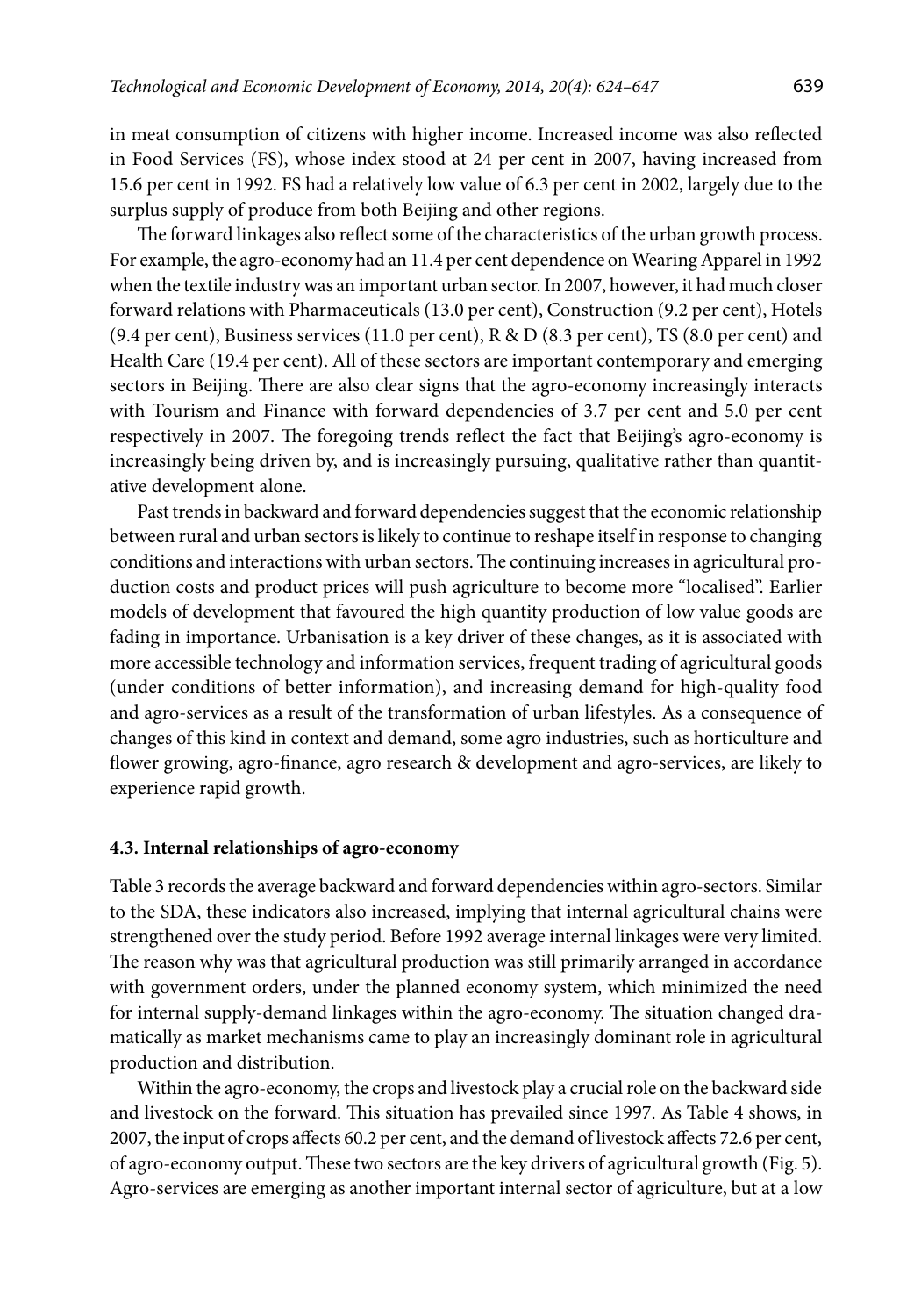in meat consumption of citizens with higher income. Increased income was also reflected in Food Services (FS), whose index stood at 24 per cent in 2007, having increased from 15.6 per cent in 1992. FS had a relatively low value of 6.3 per cent in 2002, largely due to the surplus supply of produce from both Beijing and other regions.

The forward linkages also reflect some of the characteristics of the urban growth process. For example, the agro-economy had an 11.4 per cent dependence on Wearing Apparel in 1992 when the textile industry was an important urban sector. In 2007, however, it had much closer forward relations with Pharmaceuticals (13.0 per cent), Construction (9.2 per cent), Hotels (9.4 per cent), Business services (11.0 per cent), R & D (8.3 per cent), TS (8.0 per cent) and Health Care (19.4 per cent). All of these sectors are important contemporary and emerging sectors in Beijing. There are also clear signs that the agro-economy increasingly interacts with Tourism and Finance with forward dependencies of 3.7 per cent and 5.0 per cent respectively in 2007. The foregoing trends reflect the fact that Beijing's agro-economy is increasingly being driven by, and is increasingly pursuing, qualitative rather than quantitative development alone.

Past trends in backward and forward dependencies suggest that the economic relationship between rural and urban sectors is likely to continue to reshape itself in response to changing conditions and interactions with urban sectors. The continuing increases in agricultural production costs and product prices will push agriculture to become more "localised". Earlier models of development that favoured the high quantity production of low value goods are fading in importance. Urbanisation is a key driver of these changes, as it is associated with more accessible technology and information services, frequent trading of agricultural goods (under conditions of better information), and increasing demand for high-quality food and agro-services as a result of the transformation of urban lifestyles. As a consequence of changes of this kind in context and demand, some agro industries, such as horticulture and flower growing, agro-finance, agro research & development and agro-services, are likely to experience rapid growth.

### 4.3. Internal relationships of agro-economy

Table 3 records the average backward and forward dependencies within agro-sectors. Similar to the SDA, these indicators also increased, implying that internal agricultural chains were strengthened over the study period. Before 1992 average internal linkages were very limited. The reason why was that agricultural production was still primarily arranged in accordance with government orders, under the planned economy system, which minimized the need for internal supply-demand linkages within the agro-economy. The situation changed dramatically as market mechanisms came to play an increasingly dominant role in agricultural production and distribution.

Within the agro-economy, the crops and livestock play a crucial role on the backward side and livestock on the forward. This situation has prevailed since 1997. As Table 4 shows, in 2007, the input of crops affects 60.2 per cent, and the demand of livestock affects 72.6 per cent, of agro-economy output. These two sectors are the key drivers of agricultural growth (Fig. 5). Agro-services are emerging as another important internal sector of agriculture, but at a low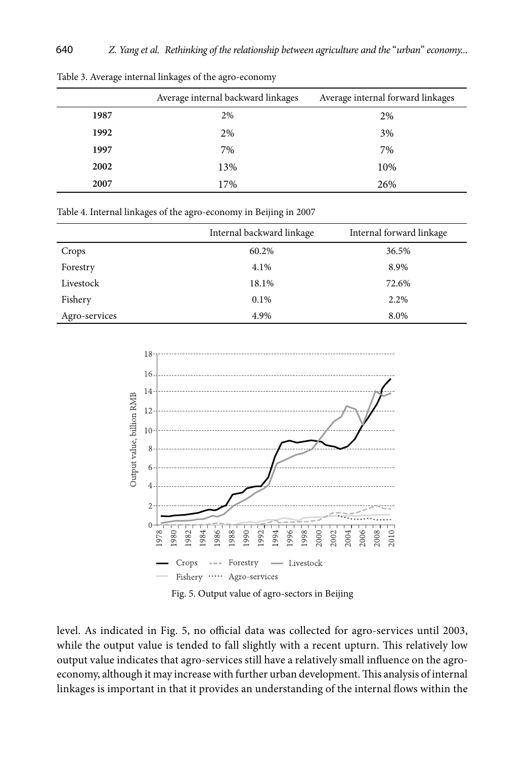Table 3. Average internal linkages of the agro-economy

| | Average internal backward linkages | Average internal forward linkages |
|---|---|---|
| **1987** | 2% | 2% |
| **1992** | 2% | 3% |
| **1997** | 7% | 7% |
| **2002** | 13% | 10% |
| **2007** | 17% | 26% |

Table 4. Internal linkages of the agro-economy in Beijing in 2007

| | Internal backward linkage | Internal forward linkage |
|---|---|---|
| Crops | 60.2% | 36.5% |
| Forestry | 4.1% | 8.9% |
| Livestock | 18.1% | 72.6% |
| Fishery | 0.1% | 2.2% |
| Agro-services | 4.9% | 8.0% |

Fig. 5. Output value of agro-sectors in Beijing

level. As indicated in Fig. 5, no official data was collected for agro-services until 2003, while the output value is tended to fall slightly with a recent upturn. This relatively low output value indicates that agro-services still have a relatively small influence on the agro-economy, although it may increase with further urban development. This analysis of internal linkages is important in that it provides an understanding of the internal flows within the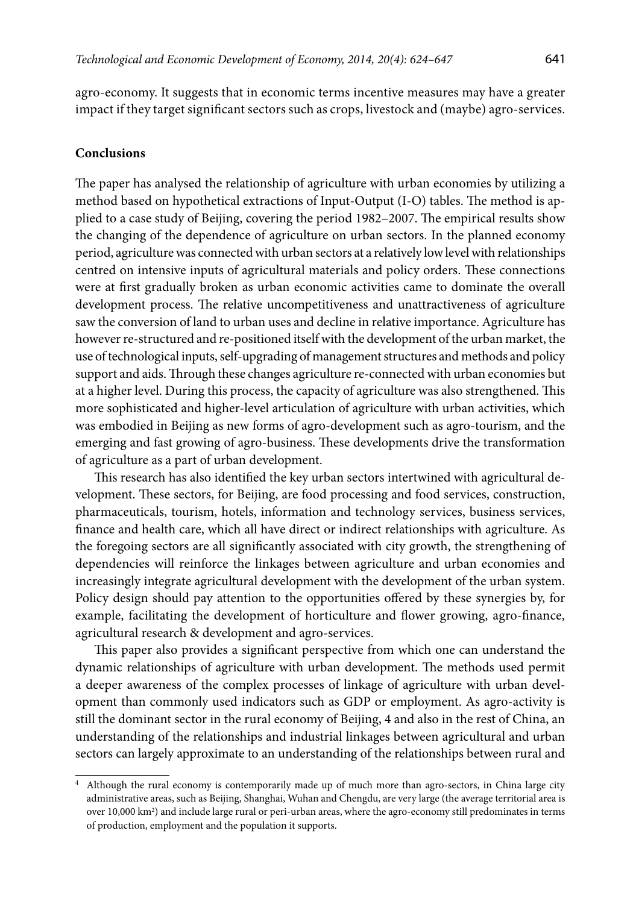agro-economy. It suggests that in economic terms incentive measures may have a greater impact if they target significant sectors such as crops, livestock and (maybe) agro-services.

## Conclusions

The paper has analysed the relationship of agriculture with urban economies by utilizing a method based on hypothetical extractions of Input-Output (I-O) tables. The method is applied to a case study of Beijing, covering the period 1982–2007. The empirical results show the changing of the dependence of agriculture on urban sectors. In the planned economy period, agriculture was connected with urban sectors at a relatively low level with relationships centred on intensive inputs of agricultural materials and policy orders. These connections were at first gradually broken as urban economic activities came to dominate the overall development process. The relative uncompetitiveness and unattractiveness of agriculture saw the conversion of land to urban uses and decline in relative importance. Agriculture has however re-structured and re-positioned itself with the development of the urban market, the use of technological inputs, self-upgrading of management structures and methods and policy support and aids. Through these changes agriculture re-connected with urban economies but at a higher level. During this process, the capacity of agriculture was also strengthened. This more sophisticated and higher-level articulation of agriculture with urban activities, which was embodied in Beijing as new forms of agro-development such as agro-tourism, and the emerging and fast growing of agro-business. These developments drive the transformation of agriculture as a part of urban development.

This research has also identified the key urban sectors intertwined with agricultural development. These sectors, for Beijing, are food processing and food services, construction, pharmaceuticals, tourism, hotels, information and technology services, business services, finance and health care, which all have direct or indirect relationships with agriculture. As the foregoing sectors are all significantly associated with city growth, the strengthening of dependencies will reinforce the linkages between agriculture and urban economies and increasingly integrate agricultural development with the development of the urban system. Policy design should pay attention to the opportunities offered by these synergies by, for example, facilitating the development of horticulture and flower growing, agro-finance, agricultural research & development and agro-services.

This paper also provides a significant perspective from which one can understand the dynamic relationships of agriculture with urban development. The methods used permit a deeper awareness of the complex processes of linkage of agriculture with urban development than commonly used indicators such as GDP or employment. As agro-activity is still the dominant sector in the rural economy of Beijing, [4] and also in the rest of China, an understanding of the relationships and industrial linkages between agricultural and urban sectors can largely approximate to an understanding of the relationships between rural and

[4] Although the rural economy is contemporarily made up of much more than agro-sectors, in China large city administrative areas, such as Beijing, Shanghai, Wuhan and Chengdu, are very large (the average territorial area is over 10,000 km$^2$) and include large rural or peri-urban areas, where the agro-economy still predominates in terms of production, employment and the population it supports.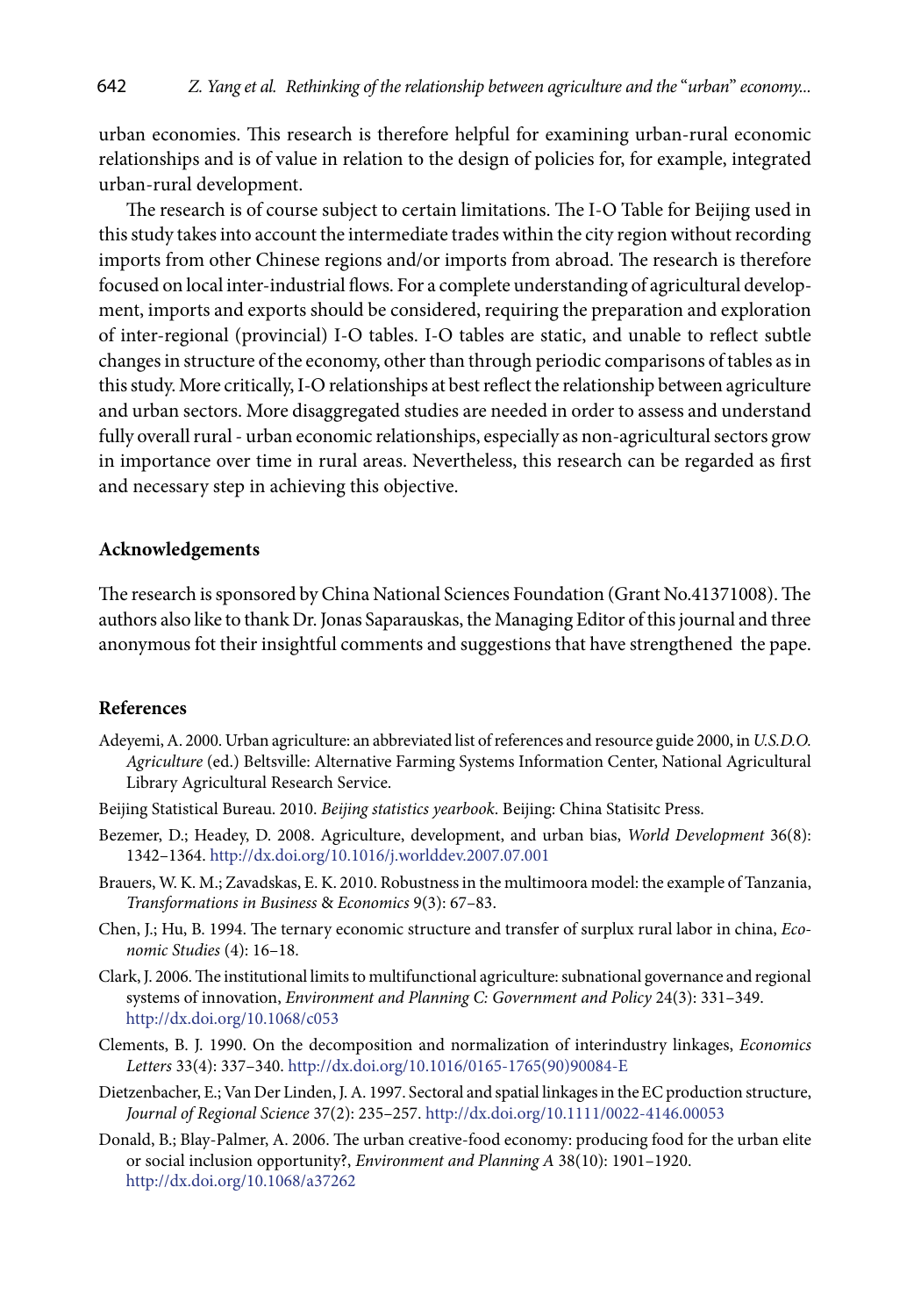urban economies. This research is therefore helpful for examining urban-rural economic relationships and is of value in relation to the design of policies for, for example, integrated urban-rural development.

The research is of course subject to certain limitations. The I-O Table for Beijing used in this study takes into account the intermediate trades within the city region without recording imports from other Chinese regions and/or imports from abroad. The research is therefore focused on local inter-industrial flows. For a complete understanding of agricultural development, imports and exports should be considered, requiring the preparation and exploration of inter-regional (provincial) I-O tables. I-O tables are static, and unable to reflect subtle changes in structure of the economy, other than through periodic comparisons of tables as in this study. More critically, I-O relationships at best reflect the relationship between agriculture and urban sectors. More disaggregated studies are needed in order to assess and understand fully overall rural - urban economic relationships, especially as non-agricultural sectors grow in importance over time in rural areas. Nevertheless, this research can be regarded as first and necessary step in achieving this objective.

## Acknowledgements

The research is sponsored by China National Sciences Foundation (Grant No.41371008). The authors also like to thank Dr. Jonas Saparauskas, the Managing Editor of this journal and three anonymous fot their insightful comments and suggestions that have strengthened the pape.

## References

Adeyemi, A. 2000. Urban agriculture: an abbreviated list of references and resource guide 2000, in *U.S.D.O. Agriculture* (ed.) Beltsville: Alternative Farming Systems Information Center, National Agricultural Library Agricultural Research Service.

Beijing Statistical Bureau. 2010. *Beijing statistics yearbook*. Beijing: China Statisitc Press.

Bezemer, D.; Headey, D. 2008. Agriculture, development, and urban bias, *World Development* 36(8): 1342–1364. http://dx.doi.org/10.1016/j.worlddev.2007.07.001

Brauers, W. K. M.; Zavadskas, E. K. 2010. Robustness in the multimoora model: the example of Tanzania, *Transformations in Business & Economics* 9(3): 67–83.

Chen, J.; Hu, B. 1994. The ternary economic structure and transfer of surplus rural labor in china, *Economic Studies* (4): 16–18.

Clark, J. 2006. The institutional limits to multifunctional agriculture: subnational governance and regional systems of innovation, *Environment and Planning C: Government and Policy* 24(3): 331–349. http://dx.doi.org/10.1068/c053

Clements, B. J. 1990. On the decomposition and normalization of interindustry linkages, *Economics Letters* 33(4): 337–340. http://dx.doi.org/10.1016/0165-1765(90)90084-E

Dietzenbacher, E.; Van Der Linden, J. A. 1997. Sectoral and spatial linkages in the EC production structure, *Journal of Regional Science* 37(2): 235–257. http://dx.doi.org/10.1111/0022-4146.00053

Donald, B.; Blay-Palmer, A. 2006. The urban creative-food economy: producing food for the urban elite or social inclusion opportunity?, *Environment and Planning A* 38(10): 1901–1920. http://dx.doi.org/10.1068/a37262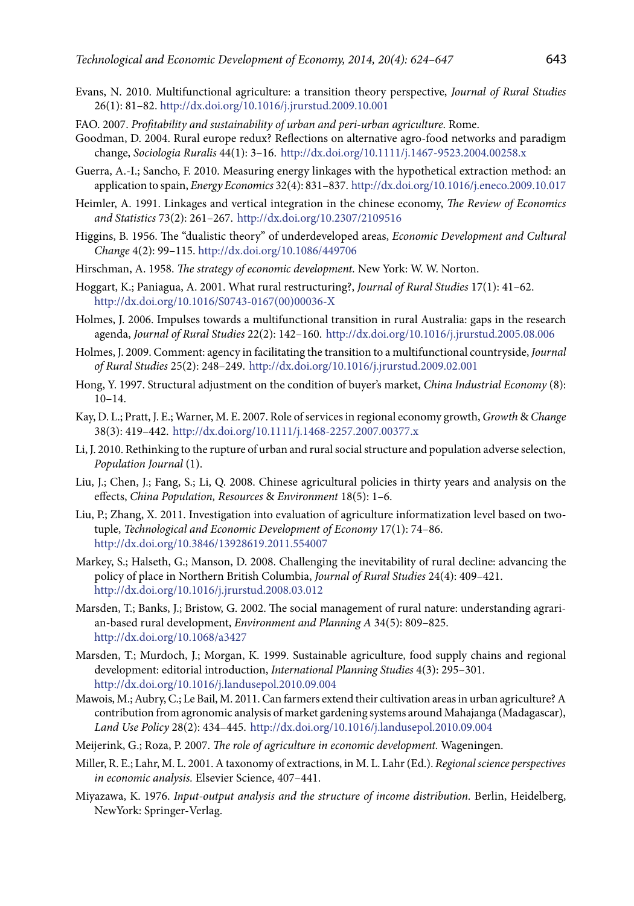Evans, N. 2010. Multifunctional agriculture: a transition theory perspective, *Journal of Rural Studies* 26(1): 81–82. http://dx.doi.org/10.1016/j.jrurstud.2009.10.001

FAO. 2007. *Profitability and sustainability of urban and peri-urban agriculture*. Rome.

Goodman, D. 2004. Rural europe redux? Reflections on alternative agro-food networks and paradigm change, *Sociologia Ruralis* 44(1): 3–16. http://dx.doi.org/10.1111/j.1467-9523.2004.00258.x

Guerra, A.-I.; Sancho, F. 2010. Measuring energy linkages with the hypothetical extraction method: an application to spain, *Energy Economics* 32(4): 831–837. http://dx.doi.org/10.1016/j.eneco.2009.10.017

Heimler, A. 1991. Linkages and vertical integration in the chinese economy, *The Review of Economics and Statistics* 73(2): 261–267. http://dx.doi.org/10.2307/2109516

Higgins, B. 1956. The "dualistic theory" of underdeveloped areas, *Economic Development and Cultural Change* 4(2): 99–115. http://dx.doi.org/10.1086/449706

Hirschman, A. 1958. *The strategy of economic development.* New York: W. W. Norton.

Hoggart, K.; Paniagua, A. 2001. What rural restructuring?, *Journal of Rural Studies* 17(1): 41–62. http://dx.doi.org/10.1016/S0743-0167(00)00036-X

Holmes, J. 2006. Impulses towards a multifunctional transition in rural Australia: gaps in the research agenda, *Journal of Rural Studies* 22(2): 142–160. http://dx.doi.org/10.1016/j.jrurstud.2005.08.006

Holmes, J. 2009. Comment: agency in facilitating the transition to a multifunctional countryside, *Journal of Rural Studies* 25(2): 248–249. http://dx.doi.org/10.1016/j.jrurstud.2009.02.001

Hong, Y. 1997. Structural adjustment on the condition of buyer's market, *China Industrial Economy* (8): 10–14.

Kay, D. L.; Pratt, J. E.; Warner, M. E. 2007. Role of services in regional economy growth, *Growth & Change* 38(3): 419–442. http://dx.doi.org/10.1111/j.1468-2257.2007.00377.x

Li, J. 2010. Rethinking to the rupture of urban and rural social structure and population adverse selection, *Population Journal* (1).

Liu, J.; Chen, J.; Fang, S.; Li, Q. 2008. Chinese agricultural policies in thirty years and analysis on the effects, *China Population, Resources & Environment* 18(5): 1–6.

Liu, P.; Zhang, X. 2011. Investigation into evaluation of agriculture informatization level based on two-tuple, *Technological and Economic Development of Economy* 17(1): 74–86. http://dx.doi.org/10.3846/13928619.2011.554007

Markey, S.; Halseth, G.; Manson, D. 2008. Challenging the inevitability of rural decline: advancing the policy of place in Northern British Columbia, *Journal of Rural Studies* 24(4): 409–421. http://dx.doi.org/10.1016/j.jrurstud.2008.03.012

Marsden, T.; Banks, J.; Bristow, G. 2002. The social management of rural nature: understanding agrarian-based rural development, *Environment and Planning A* 34(5): 809–825. http://dx.doi.org/10.1068/a3427

Marsden, T.; Murdoch, J.; Morgan, K. 1999. Sustainable agriculture, food supply chains and regional development: editorial introduction, *International Planning Studies* 4(3): 295–301. http://dx.doi.org/10.1016/j.landusepol.2010.09.004

Mawois, M.; Aubry, C.; Le Bail, M. 2011. Can farmers extend their cultivation areas in urban agriculture? A contribution from agronomic analysis of market gardening systems around Mahajanga (Madagascar), *Land Use Policy* 28(2): 434–445. http://dx.doi.org/10.1016/j.landusepol.2010.09.004

Meijerink, G.; Roza, P. 2007. *The role of agriculture in economic development.* Wageningen.

Miller, R. E.; Lahr, M. L. 2001. A taxonomy of extractions, in M. L. Lahr (Ed.). *Regional science perspectives in economic analysis.* Elsevier Science, 407–441.

Miyazawa, K. 1976. *Input-output analysis and the structure of income distribution.* Berlin, Heidelberg, NewYork: Springer-Verlag.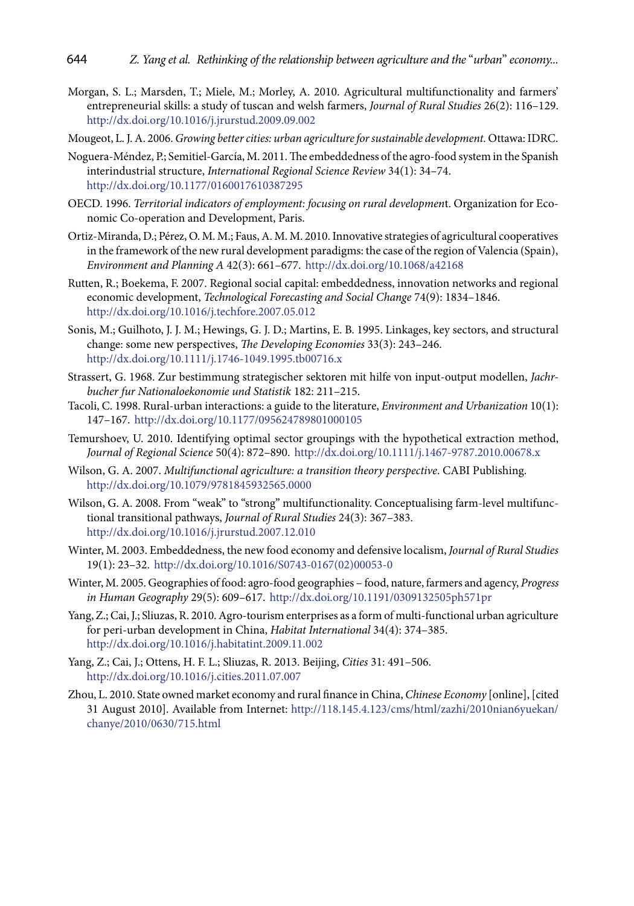Morgan, S. L.; Marsden, T.; Miele, M.; Morley, A. 2010. Agricultural multifunctionality and farmers' entrepreneurial skills: a study of tuscan and welsh farmers, *Journal of Rural Studies* 26(2): 116–129. http://dx.doi.org/10.1016/j.jrurstud.2009.09.002

Mougeot, L. J. A. 2006. *Growing better cities: urban agriculture for sustainable development.* Ottawa: IDRC.

Noguera-Méndez, P.; Semitiel-García, M. 2011. The embeddedness of the agro-food system in the Spanish interindustrial structure, *International Regional Science Review* 34(1): 34–74. http://dx.doi.org/10.1177/0160017610387295

OECD. 1996. *Territorial indicators of employment: focusing on rural developmen*t. Organization for Economic Co-operation and Development, Paris.

Ortiz-Miranda, D.; Pérez, O. M. M.; Faus, A. M. M. 2010. Innovative strategies of agricultural cooperatives in the framework of the new rural development paradigms: the case of the region of Valencia (Spain), *Environment and Planning A* 42(3): 661–677. http://dx.doi.org/10.1068/a42168

Rutten, R.; Boekema, F. 2007. Regional social capital: embeddedness, innovation networks and regional economic development, *Technological Forecasting and Social Change* 74(9): 1834–1846. http://dx.doi.org/10.1016/j.techfore.2007.05.012

Sonis, M.; Guilhoto, J. J. M.; Hewings, G. J. D.; Martins, E. B. 1995. Linkages, key sectors, and structural change: some new perspectives, *The Developing Economies* 33(3): 243–246. http://dx.doi.org/10.1111/j.1746-1049.1995.tb00716.x

Strassert, G. 1968. Zur bestimmung strategischer sektoren mit hilfe von input-output modellen, *Jachrbucher fur Nationaloekonomie und Statistik* 182: 211–215.

Tacoli, C. 1998. Rural-urban interactions: a guide to the literature, *Environment and Urbanization* 10(1): 147–167. http://dx.doi.org/10.1177/095624789801000105

Temurshoev, U. 2010. Identifying optimal sector groupings with the hypothetical extraction method, *Journal of Regional Science* 50(4): 872–890. http://dx.doi.org/10.1111/j.1467-9787.2010.00678.x

Wilson, G. A. 2007. *Multifunctional agriculture: a transition theory perspective*. CABI Publishing. http://dx.doi.org/10.1079/9781845932565.0000

Wilson, G. A. 2008. From "weak" to "strong" multifunctionality. Conceptualising farm-level multifunctional transitional pathways, *Journal of Rural Studies* 24(3): 367–383. http://dx.doi.org/10.1016/j.jrurstud.2007.12.010

Winter, M. 2003. Embeddedness, the new food economy and defensive localism, *Journal of Rural Studies* 19(1): 23–32. http://dx.doi.org/10.1016/S0743-0167(02)00053-0

Winter, M. 2005. Geographies of food: agro-food geographies – food, nature, farmers and agency, *Progress in Human Geography* 29(5): 609–617. http://dx.doi.org/10.1191/0309132505ph571pr

Yang, Z.; Cai, J.; Sliuzas, R. 2010. Agro-tourism enterprises as a form of multi-functional urban agriculture for peri-urban development in China, *Habitat International* 34(4): 374–385. http://dx.doi.org/10.1016/j.habitatint.2009.11.002

Yang, Z.; Cai, J.; Ottens, H. F. L.; Sliuzas, R. 2013. Beijing, *Cities* 31: 491–506. http://dx.doi.org/10.1016/j.cities.2011.07.007

Zhou, L. 2010. State owned market economy and rural finance in China, *Chinese Economy* [online], [cited 31 August 2010]. Available from Internet: http://118.145.4.123/cms/html/zazhi/2010nian6yuekan/chanye/2010/0630/715.html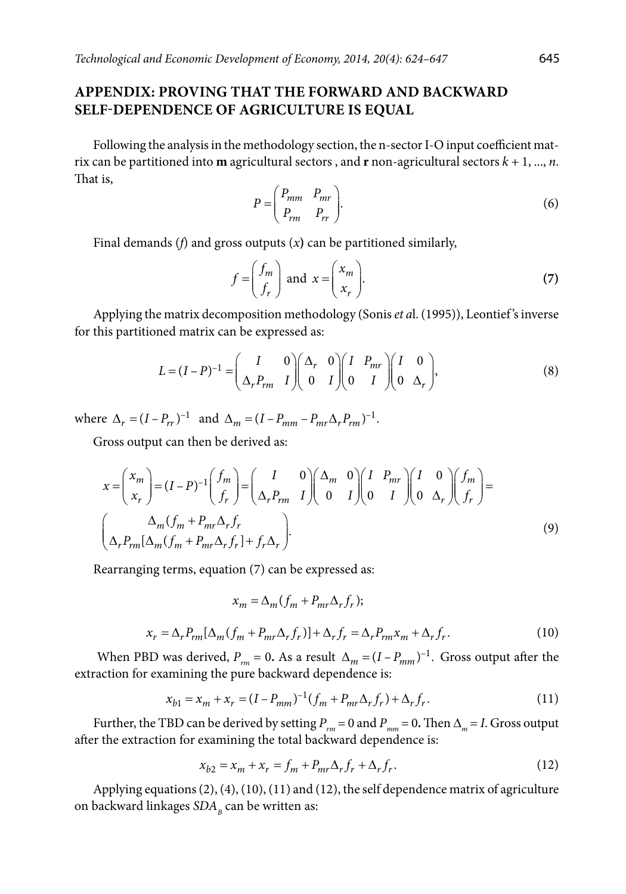## APPENDIX: PROVING THAT THE FORWARD AND BACKWARD SELF-DEPENDENCE OF AGRICULTURE IS EQUAL

Following the analysis in the methodology section, the n-sector I-O input coefficient matrix can be partitioned into **m** agricultural sectors , and **r** non-agricultural sectors $k + 1, ..., n$. That is,

$$P = \begin{pmatrix} P_{mm} & P_{mr} \\ P_{rm} & P_{rr} \end{pmatrix}. \tag{6}$$

Final demands ($f$) and gross outputs ($x$) can be partitioned similarly,

$$f = \begin{pmatrix} f_m \\ f_r \end{pmatrix} \text{ and } x = \begin{pmatrix} x_m \\ x_r \end{pmatrix}. \tag{7}$$

Applying the matrix decomposition methodology (Sonis *et a*l. (1995)), Leontief's inverse for this partitioned matrix can be expressed as:

$$L = (I - P)^{-1} = \begin{pmatrix} I & 0 \\ \Delta_r P_{rm} & I \end{pmatrix} \begin{pmatrix} \Delta_r & 0 \\ 0 & I \end{pmatrix} \begin{pmatrix} I & P_{mr} \\ 0 & I \end{pmatrix} \begin{pmatrix} I & 0 \\ 0 & \Delta_r \end{pmatrix}, \tag{8}$$

where $\Delta_r = (I - P_{rr})^{-1}$ and $\Delta_m = (I - P_{mm} - P_{mr}\Delta_r P_{rm})^{-1}$.

Gross output can then be derived as:

$$x = \begin{pmatrix} x_m \\ x_r \end{pmatrix} = (I - P)^{-1} \begin{pmatrix} f_m \\ f_r \end{pmatrix} = \begin{pmatrix} I & 0 \\ \Delta_r P_{rm} & I \end{pmatrix} \begin{pmatrix} \Delta_m & 0 \\ 0 & I \end{pmatrix} \begin{pmatrix} I & P_{mr} \\ 0 & I \end{pmatrix} \begin{pmatrix} I & 0 \\ 0 & \Delta_r \end{pmatrix} \begin{pmatrix} f_m \\ f_r \end{pmatrix} =$$

$$\begin{pmatrix} \Delta_m (f_m + P_{mr}\Delta_r f_r \\ \Delta_r P_{rm}[\Delta_m (f_m + P_{mr}\Delta_r f_r] + f_r \Delta_r \end{pmatrix}. \tag{9}$$

Rearranging terms, equation (7) can be expressed as:

$$x_m = \Delta_m (f_m + P_{mr}\Delta_r f_r);$$

$$x_r = \Delta_r P_{rm}[\Delta_m (f_m + P_{mr}\Delta_r f_r)] + \Delta_r f_r = \Delta_r P_{rm} x_m + \Delta_r f_r. \tag{10}$$

When PBD was derived, $P_{rm} = 0$. As a result $\Delta_m = (I - P_{mm})^{-1}$. Gross output after the extraction for examining the pure backward dependence is:

$$x_{b1} = x_m + x_r = (I - P_{mm})^{-1}(f_m + P_{mr}\Delta_r f_r) + \Delta_r f_r. \tag{11}$$

Further, the TBD can be derived by setting $P_{rm} = 0$ and $P_{mm} = 0$. Then $\Delta_m = I$. Gross output after the extraction for examining the total backward dependence is:

$$x_{b2} = x_m + x_r = f_m + P_{mr}\Delta_r f_r + \Delta_r f_r. \tag{12}$$

Applying equations (2), (4), (10), (11) and (12), the self dependence matrix of agriculture on backward linkages $SDA_B$ can be written as: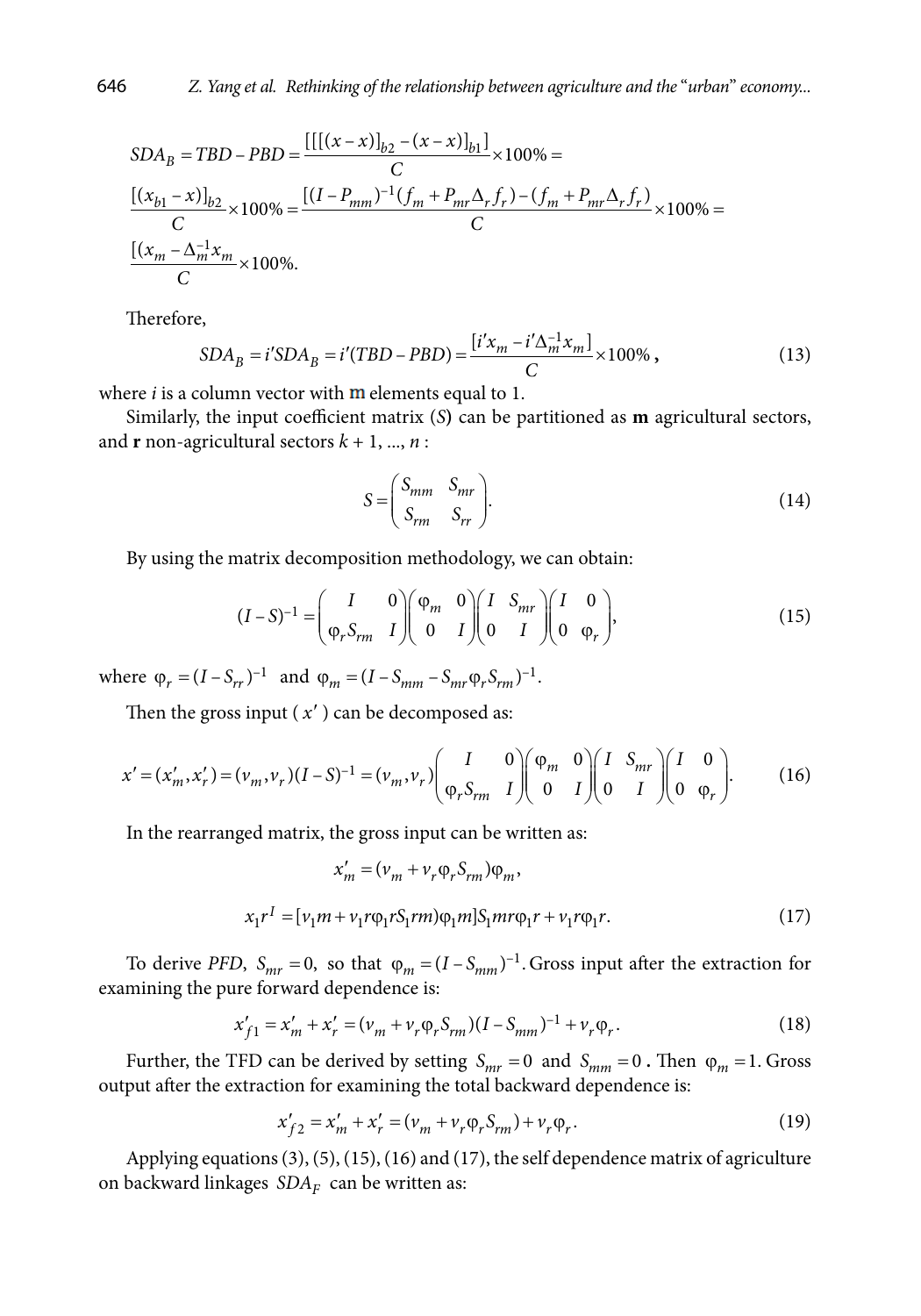$$SDA_B = TBD - PBD = \frac{[[[(x-x)]_{b2} - (x-x)]_{b1}]}{C} \times 100\% =$$

$$\frac{[(x_{b1} - x)]_{b2}}{C} \times 100\% = \frac{[(I - P_{mm})^{-1}(f_m + P_{mr}\Delta_r f_r) - (f_m + P_{mr}\Delta_r f_r)}{C} \times 100\% =$$

$$\frac{[(x_m - \Delta_m^{-1} x_m}{C} \times 100\%.$$

Therefore,

$$SDA_B = i' SDA_B = i'(TBD - PBD) = \frac{[i' x_m - i' \Delta_m^{-1} x_m]}{C} \times 100\% \text{ ,} \tag{13}$$

where $i$ is a column vector with **m** elements equal to 1.

Similarly, the input coefficient matrix ($S$) can be partitioned as **m** agricultural sectors, and **r** non-agricultural sectors $k + 1, \ldots, n$ :

$$S = \begin{pmatrix} S_{mm} & S_{mr} \\ S_{rm} & S_{rr} \end{pmatrix}. \tag{14}$$

By using the matrix decomposition methodology, we can obtain:

$$(I - S)^{-1} = \begin{pmatrix} I & 0 \\ \varphi_r S_{rm} & I \end{pmatrix} \begin{pmatrix} \varphi_m & 0 \\ 0 & I \end{pmatrix} \begin{pmatrix} I & S_{mr} \\ 0 & I \end{pmatrix} \begin{pmatrix} I & 0 \\ 0 & \varphi_r \end{pmatrix}, \tag{15}$$

where $\varphi_r = (I - S_{rr})^{-1}$ and $\varphi_m = (I - S_{mm} - S_{mr}\varphi_r S_{rm})^{-1}$.

Then the gross input ($x'$) can be decomposed as:

$$x' = (x'_m, x'_r) = (v_m, v_r)(I - S)^{-1} = (v_m, v_r) \begin{pmatrix} I & 0 \\ \varphi_r S_{rm} & I \end{pmatrix} \begin{pmatrix} \varphi_m & 0 \\ 0 & I \end{pmatrix} \begin{pmatrix} I & S_{mr} \\ 0 & I \end{pmatrix} \begin{pmatrix} I & 0 \\ 0 & \varphi_r \end{pmatrix}. \tag{16}$$

In the rearranged matrix, the gross input can be written as:

$$x'_m = (v_m + v_r \varphi_r S_{rm})\varphi_m,$$

$$x_1 r^I = [v_1 m + v_1 r \varphi_1 r S_1 rm) \varphi_1 m] S_1 mr \varphi_1 r + v_1 r \varphi_1 r. \tag{17}$$

To derive *PFD*, $S_{mr} = 0$, so that $\varphi_m = (I - S_{mm})^{-1}$. Gross input after the extraction for examining the pure forward dependence is:

$$x'_{f1} = x'_m + x'_r = (v_m + v_r \varphi_r S_{rm})(I - S_{mm})^{-1} + v_r \varphi_r. \tag{18}$$

Further, the TFD can be derived by setting $S_{mr} = 0$ and $S_{mm} = 0$ **.** Then $\varphi_m = 1$. Gross output after the extraction for examining the total backward dependence is:

$$x'_{f2} = x'_m + x'_r = (v_m + v_r \varphi_r S_{rm}) + v_r \varphi_r. \tag{19}$$

Applying equations (3), (5), (15), (16) and (17), the self dependence matrix of agriculture on backward linkages $SDA_F$ can be written as: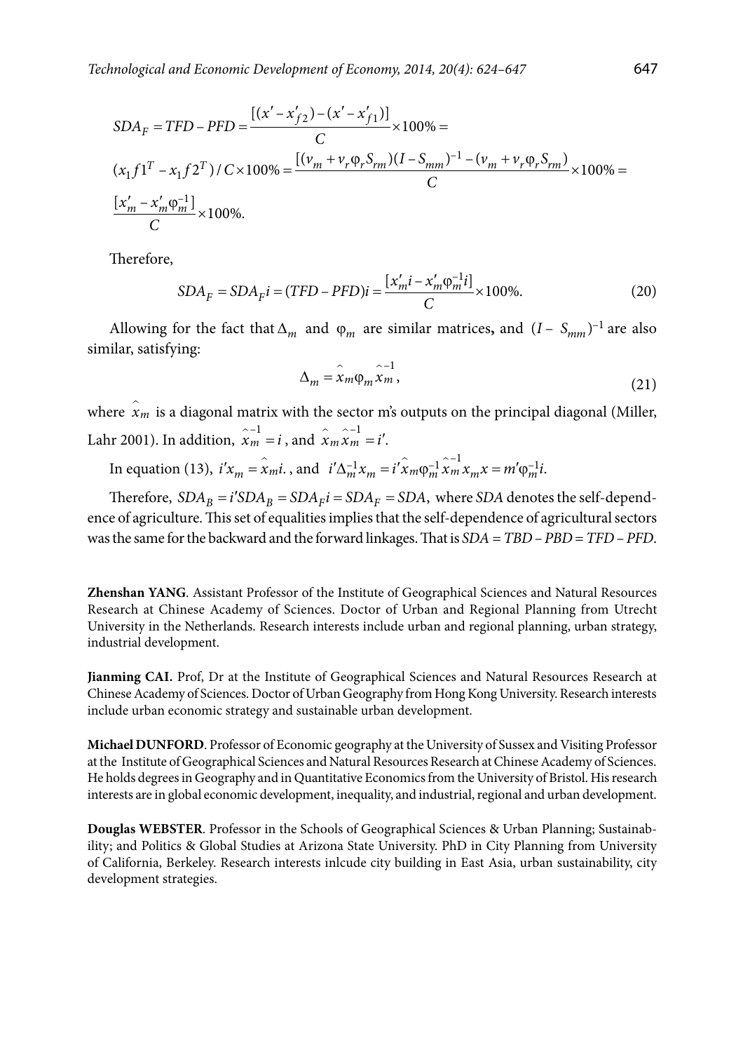$$SDA_F = TFD - PFD = \frac{[(x' - x'_{f2}) - (x' - x'_{f1})]}{C} \times 100\% =$$

$$(x_1 f1^T - x_1 f2^T)/C \times 100\% = \frac{[(v_m + v_r \varphi_r S_{rm})(I - S_{mm})^{-1} - (v_m + v_r \varphi_r S_{rm})}{C} \times 100\% =$$

$$\frac{[x'_m - x'_m \varphi_m^{-1}]}{C} \times 100\%.$$

Therefore,

$$SDA_F = SDA_F i = (TFD - PFD)i = \frac{[x'_m i - x'_m \varphi_m^{-1} i]}{C} \times 100\%. \tag{20}$$

Allowing for the fact that $\Delta_m$ and $\varphi_m$ are similar matrices**,** and $(I - S_{mm})^{-1}$ are also similar, satisfying:

$$\Delta_m = \hat{x}_m \varphi_m \hat{x}_m^{-1}, \tag{21}$$

where $\hat{x}_m$ is a diagonal matrix with the sector m's outputs on the principal diagonal (Miller, Lahr 2001). In addition, $\hat{x}_m^{-1} = i$, and $\hat{x}_m \hat{x}_m^{-1} = i'$.

In equation (13), $i' x_m = \hat{x}_m i$. , and $i' \Delta_m^{-1} x_m = i' \hat{x}_m \varphi_m^{-1} \hat{x}_m^{-1} x_m x = m' \varphi_m^{-1} i.$

Therefore, $SDA_B = i' SDA_B = SDA_F i = SDA_F = SDA$, where *SDA* denotes the self-dependence of agriculture. This set of equalities implies that the self-dependence of agricultural sectors was the same for the backward and the forward linkages. That is *SDA = TBD – PBD = TFD – PFD*.

**Zhenshan YANG**. Assistant Professor of the Institute of Geographical Sciences and Natural Resources Research at Chinese Academy of Sciences. Doctor of Urban and Regional Planning from Utrecht University in the Netherlands. Research interests include urban and regional planning, urban strategy, industrial development.

**Jianming CAI.** Prof, Dr at the Institute of Geographical Sciences and Natural Resources Research at Chinese Academy of Sciences. Doctor of Urban Geography from Hong Kong University. Research interests include urban economic strategy and sustainable urban development.

**Michael DUNFORD**. Professor of Economic geography at the University of Sussex and Visiting Professor at the Institute of Geographical Sciences and Natural Resources Research at Chinese Academy of Sciences. He holds degrees in Geography and in Quantitative Economics from the University of Bristol. His research interests are in global economic development, inequality, and industrial, regional and urban development.

**Douglas WEBSTER**. Professor in the Schools of Geographical Sciences & Urban Planning; Sustainability; and Politics & Global Studies at Arizona State University. PhD in City Planning from University of California, Berkeley. Research interests inlcude city building in East Asia, urban sustainability, city development strategies.